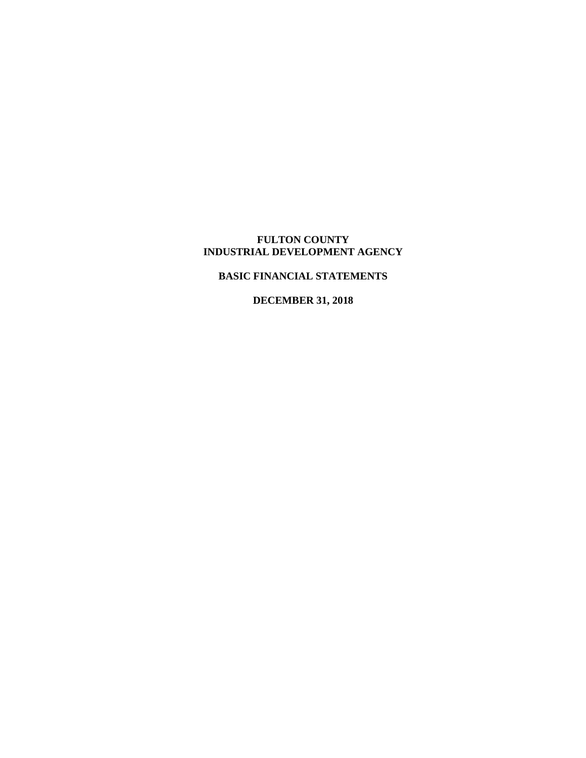# FULTON COUNTY
# INDUSTRIAL DEVELOPMENT AGENCY

## BASIC FINANCIAL STATEMENTS

## DECEMBER 31, 2018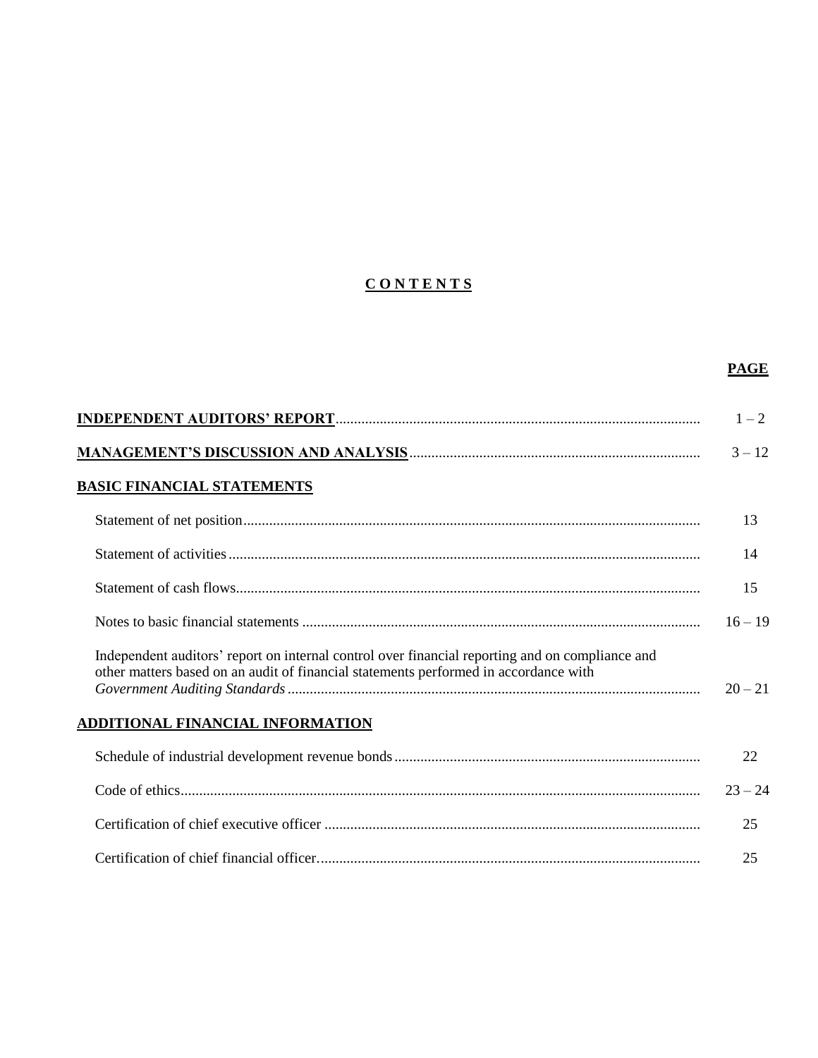# CONTENTS

| | PAGE |
|---|---|
| **INDEPENDENT AUDITORS' REPORT** | 1 – 2 |
| **MANAGEMENT'S DISCUSSION AND ANALYSIS** | 3 – 12 |
| **BASIC FINANCIAL STATEMENTS** | |
| Statement of net position | 13 |
| Statement of activities | 14 |
| Statement of cash flows | 15 |
| Notes to basic financial statements | 16 – 19 |
| Independent auditors' report on internal control over financial reporting and on compliance and other matters based on an audit of financial statements performed in accordance with *Government Auditing Standards* | 20 – 21 |
| **ADDITIONAL FINANCIAL INFORMATION** | |
| Schedule of industrial development revenue bonds | 22 |
| Code of ethics | 23 – 24 |
| Certification of chief executive officer | 25 |
| Certification of chief financial officer | 25 |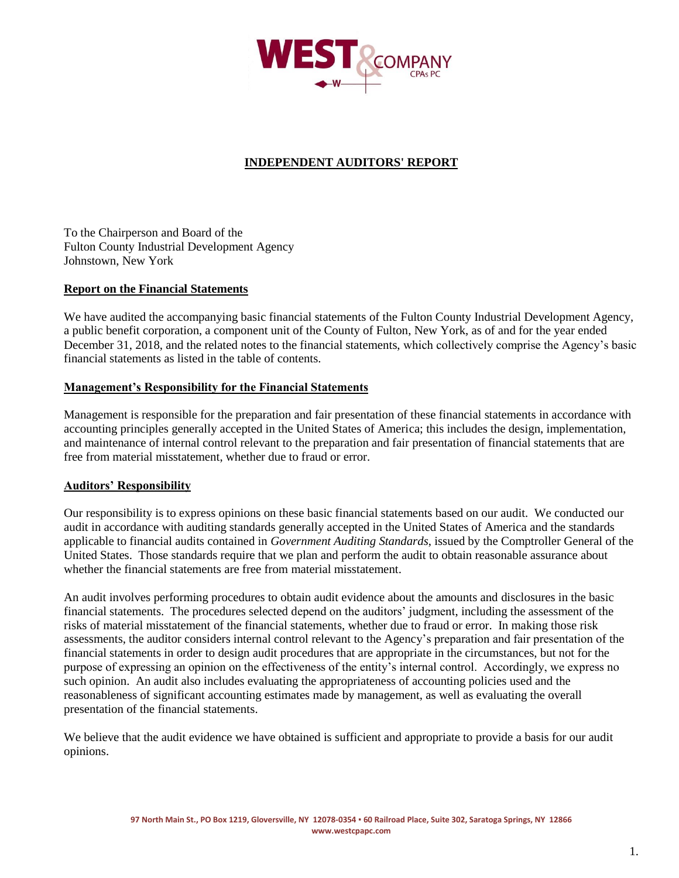# INDEPENDENT AUDITORS' REPORT

To the Chairperson and Board of the
Fulton County Industrial Development Agency
Johnstown, New York

## Report on the Financial Statements

We have audited the accompanying basic financial statements of the Fulton County Industrial Development Agency, a public benefit corporation, a component unit of the County of Fulton, New York, as of and for the year ended December 31, 2018, and the related notes to the financial statements, which collectively comprise the Agency's basic financial statements as listed in the table of contents.

## Management's Responsibility for the Financial Statements

Management is responsible for the preparation and fair presentation of these financial statements in accordance with accounting principles generally accepted in the United States of America; this includes the design, implementation, and maintenance of internal control relevant to the preparation and fair presentation of financial statements that are free from material misstatement, whether due to fraud or error.

## Auditors' Responsibility

Our responsibility is to express opinions on these basic financial statements based on our audit. We conducted our audit in accordance with auditing standards generally accepted in the United States of America and the standards applicable to financial audits contained in *Government Auditing Standards*, issued by the Comptroller General of the United States. Those standards require that we plan and perform the audit to obtain reasonable assurance about whether the financial statements are free from material misstatement.

An audit involves performing procedures to obtain audit evidence about the amounts and disclosures in the basic financial statements. The procedures selected depend on the auditors' judgment, including the assessment of the risks of material misstatement of the financial statements, whether due to fraud or error. In making those risk assessments, the auditor considers internal control relevant to the Agency's preparation and fair presentation of the financial statements in order to design audit procedures that are appropriate in the circumstances, but not for the purpose of expressing an opinion on the effectiveness of the entity's internal control. Accordingly, we express no such opinion. An audit also includes evaluating the appropriateness of accounting policies used and the reasonableness of significant accounting estimates made by management, as well as evaluating the overall presentation of the financial statements.

We believe that the audit evidence we have obtained is sufficient and appropriate to provide a basis for our audit opinions.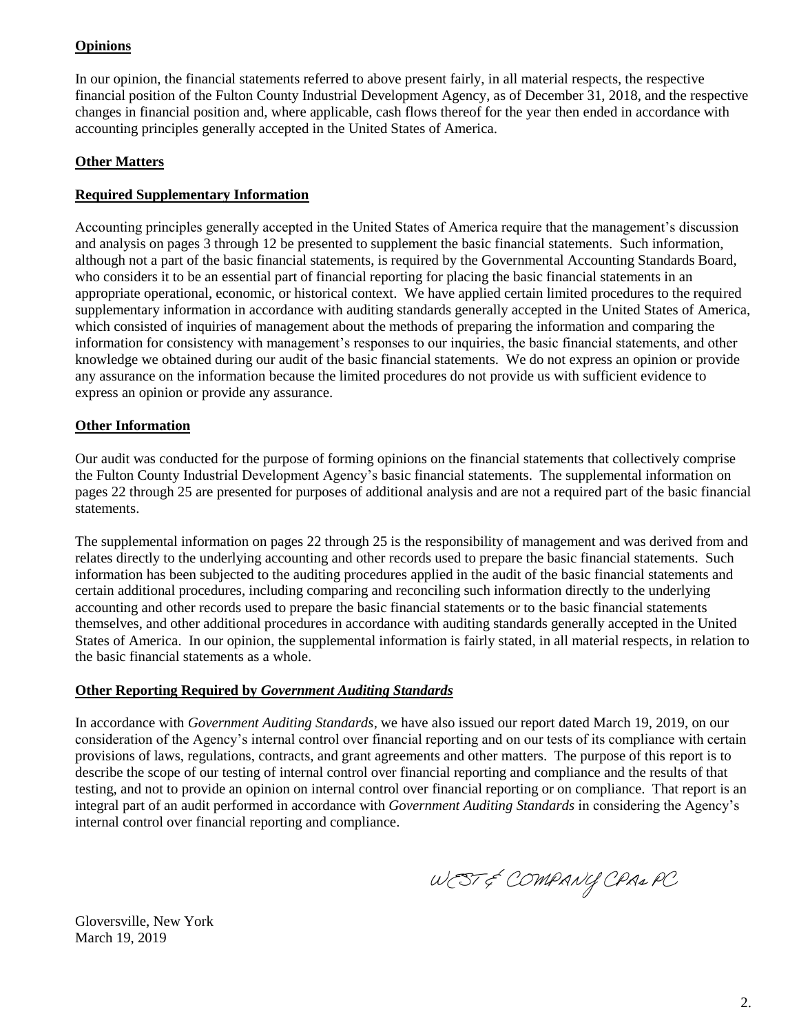## **Opinions**

In our opinion, the financial statements referred to above present fairly, in all material respects, the respective financial position of the Fulton County Industrial Development Agency, as of December 31, 2018, and the respective changes in financial position and, where applicable, cash flows thereof for the year then ended in accordance with accounting principles generally accepted in the United States of America.

## **Other Matters**

### **Required Supplementary Information**

Accounting principles generally accepted in the United States of America require that the management's discussion and analysis on pages 3 through 12 be presented to supplement the basic financial statements. Such information, although not a part of the basic financial statements, is required by the Governmental Accounting Standards Board, who considers it to be an essential part of financial reporting for placing the basic financial statements in an appropriate operational, economic, or historical context. We have applied certain limited procedures to the required supplementary information in accordance with auditing standards generally accepted in the United States of America, which consisted of inquiries of management about the methods of preparing the information and comparing the information for consistency with management's responses to our inquiries, the basic financial statements, and other knowledge we obtained during our audit of the basic financial statements. We do not express an opinion or provide any assurance on the information because the limited procedures do not provide us with sufficient evidence to express an opinion or provide any assurance.

### **Other Information**

Our audit was conducted for the purpose of forming opinions on the financial statements that collectively comprise the Fulton County Industrial Development Agency's basic financial statements. The supplemental information on pages 22 through 25 are presented for purposes of additional analysis and are not a required part of the basic financial statements.

The supplemental information on pages 22 through 25 is the responsibility of management and was derived from and relates directly to the underlying accounting and other records used to prepare the basic financial statements. Such information has been subjected to the auditing procedures applied in the audit of the basic financial statements and certain additional procedures, including comparing and reconciling such information directly to the underlying accounting and other records used to prepare the basic financial statements or to the basic financial statements themselves, and other additional procedures in accordance with auditing standards generally accepted in the United States of America. In our opinion, the supplemental information is fairly stated, in all material respects, in relation to the basic financial statements as a whole.

### **Other Reporting Required by *Government Auditing Standards***

In accordance with *Government Auditing Standards*, we have also issued our report dated March 19, 2019, on our consideration of the Agency's internal control over financial reporting and on our tests of its compliance with certain provisions of laws, regulations, contracts, and grant agreements and other matters. The purpose of this report is to describe the scope of our testing of internal control over financial reporting and compliance and the results of that testing, and not to provide an opinion on internal control over financial reporting or on compliance. That report is an integral part of an audit performed in accordance with *Government Auditing Standards* in considering the Agency's internal control over financial reporting and compliance.

WEST & COMPANY CPAs PC

Gloversville, New York
March 19, 2019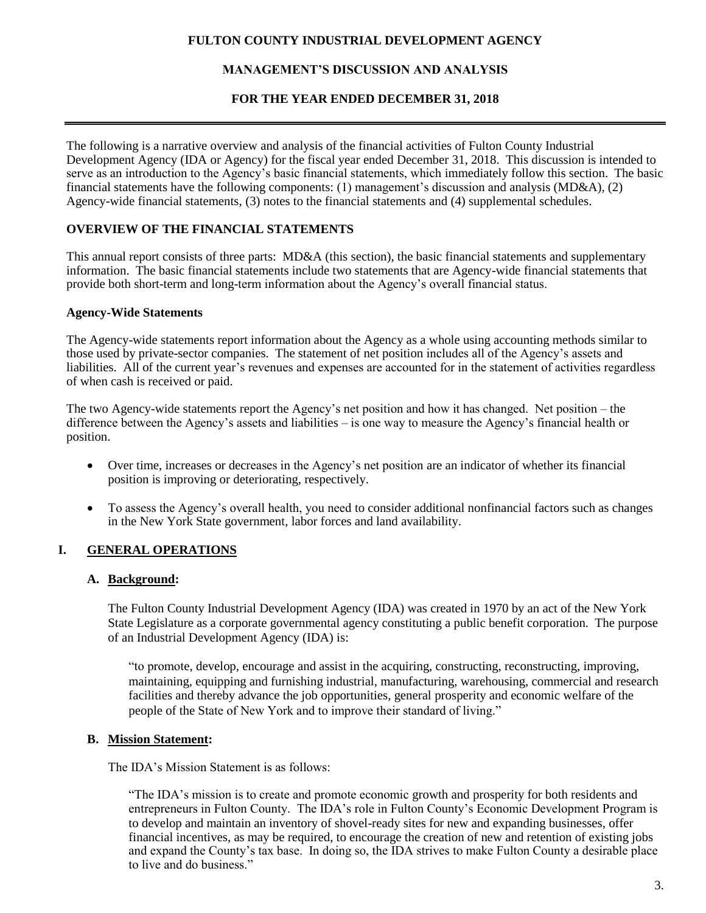# FULTON COUNTY INDUSTRIAL DEVELOPMENT AGENCY

## MANAGEMENT'S DISCUSSION AND ANALYSIS

## FOR THE YEAR ENDED DECEMBER 31, 2018

The following is a narrative overview and analysis of the financial activities of Fulton County Industrial Development Agency (IDA or Agency) for the fiscal year ended December 31, 2018. This discussion is intended to serve as an introduction to the Agency's basic financial statements, which immediately follow this section. The basic financial statements have the following components: (1) management's discussion and analysis (MD&A), (2) Agency-wide financial statements, (3) notes to the financial statements and (4) supplemental schedules.

### OVERVIEW OF THE FINANCIAL STATEMENTS

This annual report consists of three parts: MD&A (this section), the basic financial statements and supplementary information. The basic financial statements include two statements that are Agency-wide financial statements that provide both short-term and long-term information about the Agency's overall financial status.

#### Agency-Wide Statements

The Agency-wide statements report information about the Agency as a whole using accounting methods similar to those used by private-sector companies. The statement of net position includes all of the Agency's assets and liabilities. All of the current year's revenues and expenses are accounted for in the statement of activities regardless of when cash is received or paid.

The two Agency-wide statements report the Agency's net position and how it has changed. Net position – the difference between the Agency's assets and liabilities – is one way to measure the Agency's financial health or position.

- Over time, increases or decreases in the Agency's net position are an indicator of whether its financial position is improving or deteriorating, respectively.
- To assess the Agency's overall health, you need to consider additional nonfinancial factors such as changes in the New York State government, labor forces and land availability.

### I. GENERAL OPERATIONS

#### A. Background:

The Fulton County Industrial Development Agency (IDA) was created in 1970 by an act of the New York State Legislature as a corporate governmental agency constituting a public benefit corporation. The purpose of an Industrial Development Agency (IDA) is:

> "to promote, develop, encourage and assist in the acquiring, constructing, reconstructing, improving, maintaining, equipping and furnishing industrial, manufacturing, warehousing, commercial and research facilities and thereby advance the job opportunities, general prosperity and economic welfare of the people of the State of New York and to improve their standard of living."

#### B. Mission Statement:

The IDA's Mission Statement is as follows:

> "The IDA's mission is to create and promote economic growth and prosperity for both residents and entrepreneurs in Fulton County. The IDA's role in Fulton County's Economic Development Program is to develop and maintain an inventory of shovel-ready sites for new and expanding businesses, offer financial incentives, as may be required, to encourage the creation of new and retention of existing jobs and expand the County's tax base. In doing so, the IDA strives to make Fulton County a desirable place to live and do business."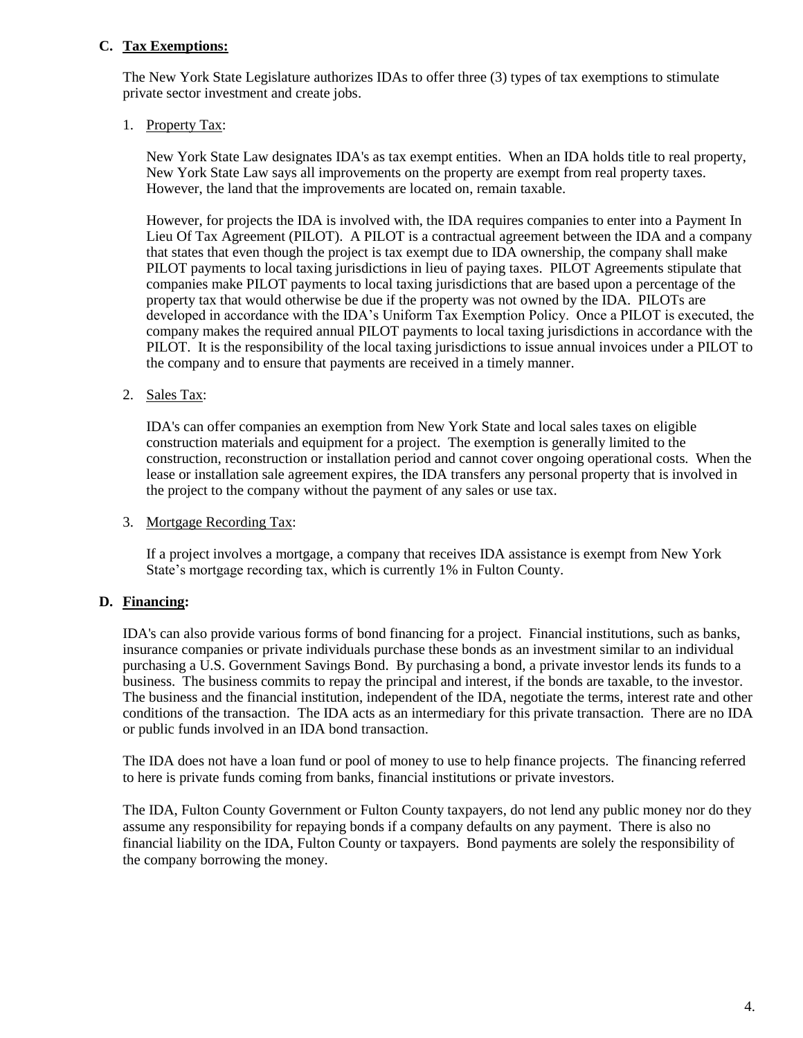### C. Tax Exemptions:

The New York State Legislature authorizes IDAs to offer three (3) types of tax exemptions to stimulate private sector investment and create jobs.

1. Property Tax:

   New York State Law designates IDA's as tax exempt entities. When an IDA holds title to real property, New York State Law says all improvements on the property are exempt from real property taxes. However, the land that the improvements are located on, remain taxable.

   However, for projects the IDA is involved with, the IDA requires companies to enter into a Payment In Lieu Of Tax Agreement (PILOT). A PILOT is a contractual agreement between the IDA and a company that states that even though the project is tax exempt due to IDA ownership, the company shall make PILOT payments to local taxing jurisdictions in lieu of paying taxes. PILOT Agreements stipulate that companies make PILOT payments to local taxing jurisdictions that are based upon a percentage of the property tax that would otherwise be due if the property was not owned by the IDA. PILOTs are developed in accordance with the IDA's Uniform Tax Exemption Policy. Once a PILOT is executed, the company makes the required annual PILOT payments to local taxing jurisdictions in accordance with the PILOT. It is the responsibility of the local taxing jurisdictions to issue annual invoices under a PILOT to the company and to ensure that payments are received in a timely manner.

2. Sales Tax:

   IDA's can offer companies an exemption from New York State and local sales taxes on eligible construction materials and equipment for a project. The exemption is generally limited to the construction, reconstruction or installation period and cannot cover ongoing operational costs. When the lease or installation sale agreement expires, the IDA transfers any personal property that is involved in the project to the company without the payment of any sales or use tax.

3. Mortgage Recording Tax:

   If a project involves a mortgage, a company that receives IDA assistance is exempt from New York State's mortgage recording tax, which is currently 1% in Fulton County.

### D. Financing:

IDA's can also provide various forms of bond financing for a project. Financial institutions, such as banks, insurance companies or private individuals purchase these bonds as an investment similar to an individual purchasing a U.S. Government Savings Bond. By purchasing a bond, a private investor lends its funds to a business. The business commits to repay the principal and interest, if the bonds are taxable, to the investor. The business and the financial institution, independent of the IDA, negotiate the terms, interest rate and other conditions of the transaction. The IDA acts as an intermediary for this private transaction. There are no IDA or public funds involved in an IDA bond transaction.

The IDA does not have a loan fund or pool of money to use to help finance projects. The financing referred to here is private funds coming from banks, financial institutions or private investors.

The IDA, Fulton County Government or Fulton County taxpayers, do not lend any public money nor do they assume any responsibility for repaying bonds if a company defaults on any payment. There is also no financial liability on the IDA, Fulton County or taxpayers. Bond payments are solely the responsibility of the company borrowing the money.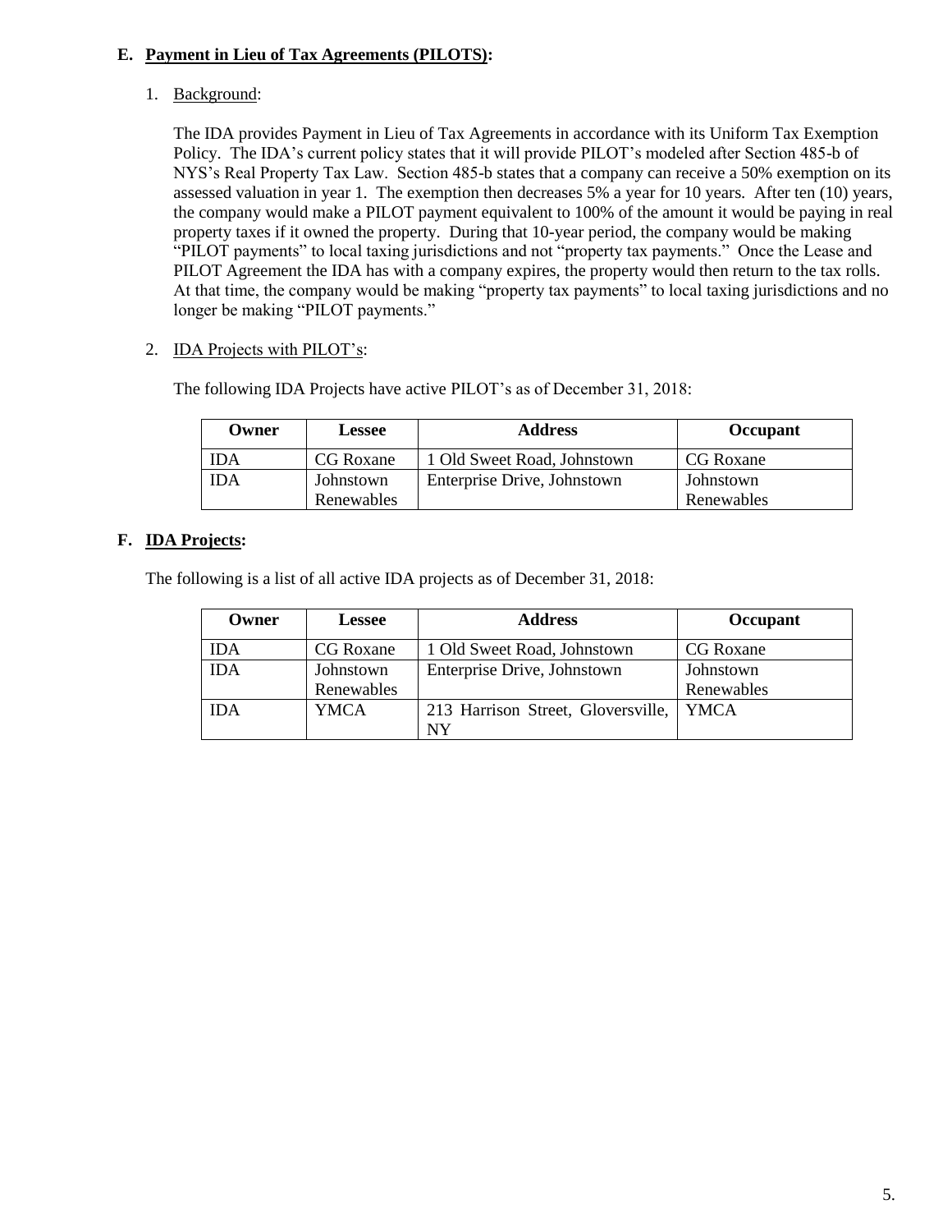### E. **Payment in Lieu of Tax Agreements (PILOTS):**

1. Background:

   The IDA provides Payment in Lieu of Tax Agreements in accordance with its Uniform Tax Exemption Policy. The IDA's current policy states that it will provide PILOT's modeled after Section 485-b of NYS's Real Property Tax Law. Section 485-b states that a company can receive a 50% exemption on its assessed valuation in year 1. The exemption then decreases 5% a year for 10 years. After ten (10) years, the company would make a PILOT payment equivalent to 100% of the amount it would be paying in real property taxes if it owned the property. During that 10-year period, the company would be making "PILOT payments" to local taxing jurisdictions and not "property tax payments." Once the Lease and PILOT Agreement the IDA has with a company expires, the property would then return to the tax rolls. At that time, the company would be making "property tax payments" to local taxing jurisdictions and no longer be making "PILOT payments."

2. IDA Projects with PILOT's:

   The following IDA Projects have active PILOT's as of December 31, 2018:

| Owner | Lessee | Address | Occupant |
|---|---|---|---|
| IDA | CG Roxane | 1 Old Sweet Road, Johnstown | CG Roxane |
| IDA | Johnstown Renewables | Enterprise Drive, Johnstown | Johnstown Renewables |

### F. **IDA Projects:**

The following is a list of all active IDA projects as of December 31, 2018:

| Owner | Lessee | Address | Occupant |
|---|---|---|---|
| IDA | CG Roxane | 1 Old Sweet Road, Johnstown | CG Roxane |
| IDA | Johnstown Renewables | Enterprise Drive, Johnstown | Johnstown Renewables |
| IDA | YMCA | 213 Harrison Street, Gloversville, NY | YMCA |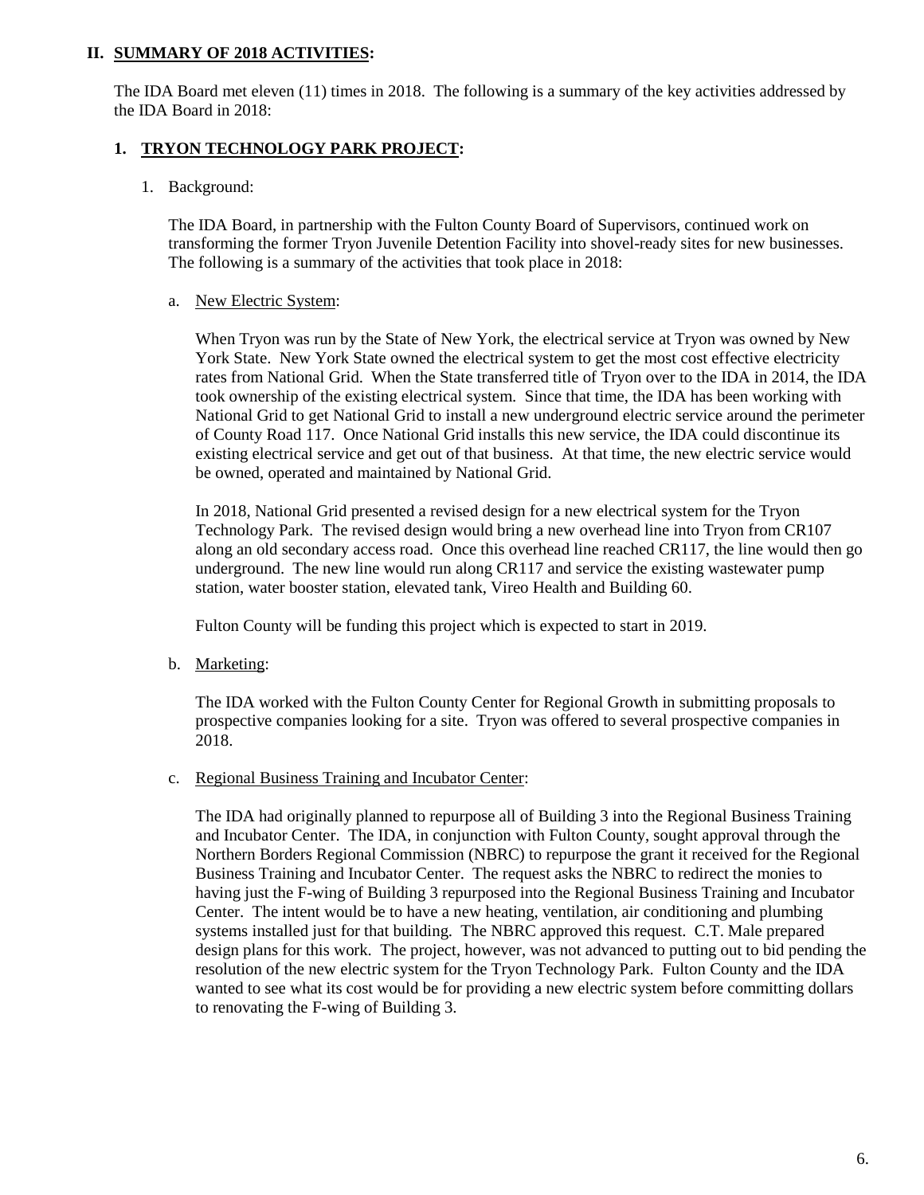## II. SUMMARY OF 2018 ACTIVITIES:

The IDA Board met eleven (11) times in 2018. The following is a summary of the key activities addressed by the IDA Board in 2018:

### 1. TRYON TECHNOLOGY PARK PROJECT:

1. Background:

   The IDA Board, in partnership with the Fulton County Board of Supervisors, continued work on transforming the former Tryon Juvenile Detention Facility into shovel-ready sites for new businesses. The following is a summary of the activities that took place in 2018:

   a. New Electric System:

   When Tryon was run by the State of New York, the electrical service at Tryon was owned by New York State. New York State owned the electrical system to get the most cost effective electricity rates from National Grid. When the State transferred title of Tryon over to the IDA in 2014, the IDA took ownership of the existing electrical system. Since that time, the IDA has been working with National Grid to get National Grid to install a new underground electric service around the perimeter of County Road 117. Once National Grid installs this new service, the IDA could discontinue its existing electrical service and get out of that business. At that time, the new electric service would be owned, operated and maintained by National Grid.

   In 2018, National Grid presented a revised design for a new electrical system for the Tryon Technology Park. The revised design would bring a new overhead line into Tryon from CR107 along an old secondary access road. Once this overhead line reached CR117, the line would then go underground. The new line would run along CR117 and service the existing wastewater pump station, water booster station, elevated tank, Vireo Health and Building 60.

   Fulton County will be funding this project which is expected to start in 2019.

   b. Marketing:

   The IDA worked with the Fulton County Center for Regional Growth in submitting proposals to prospective companies looking for a site. Tryon was offered to several prospective companies in 2018.

   c. Regional Business Training and Incubator Center:

   The IDA had originally planned to repurpose all of Building 3 into the Regional Business Training and Incubator Center. The IDA, in conjunction with Fulton County, sought approval through the Northern Borders Regional Commission (NBRC) to repurpose the grant it received for the Regional Business Training and Incubator Center. The request asks the NBRC to redirect the monies to having just the F-wing of Building 3 repurposed into the Regional Business Training and Incubator Center. The intent would be to have a new heating, ventilation, air conditioning and plumbing systems installed just for that building. The NBRC approved this request. C.T. Male prepared design plans for this work. The project, however, was not advanced to putting out to bid pending the resolution of the new electric system for the Tryon Technology Park. Fulton County and the IDA wanted to see what its cost would be for providing a new electric system before committing dollars to renovating the F-wing of Building 3.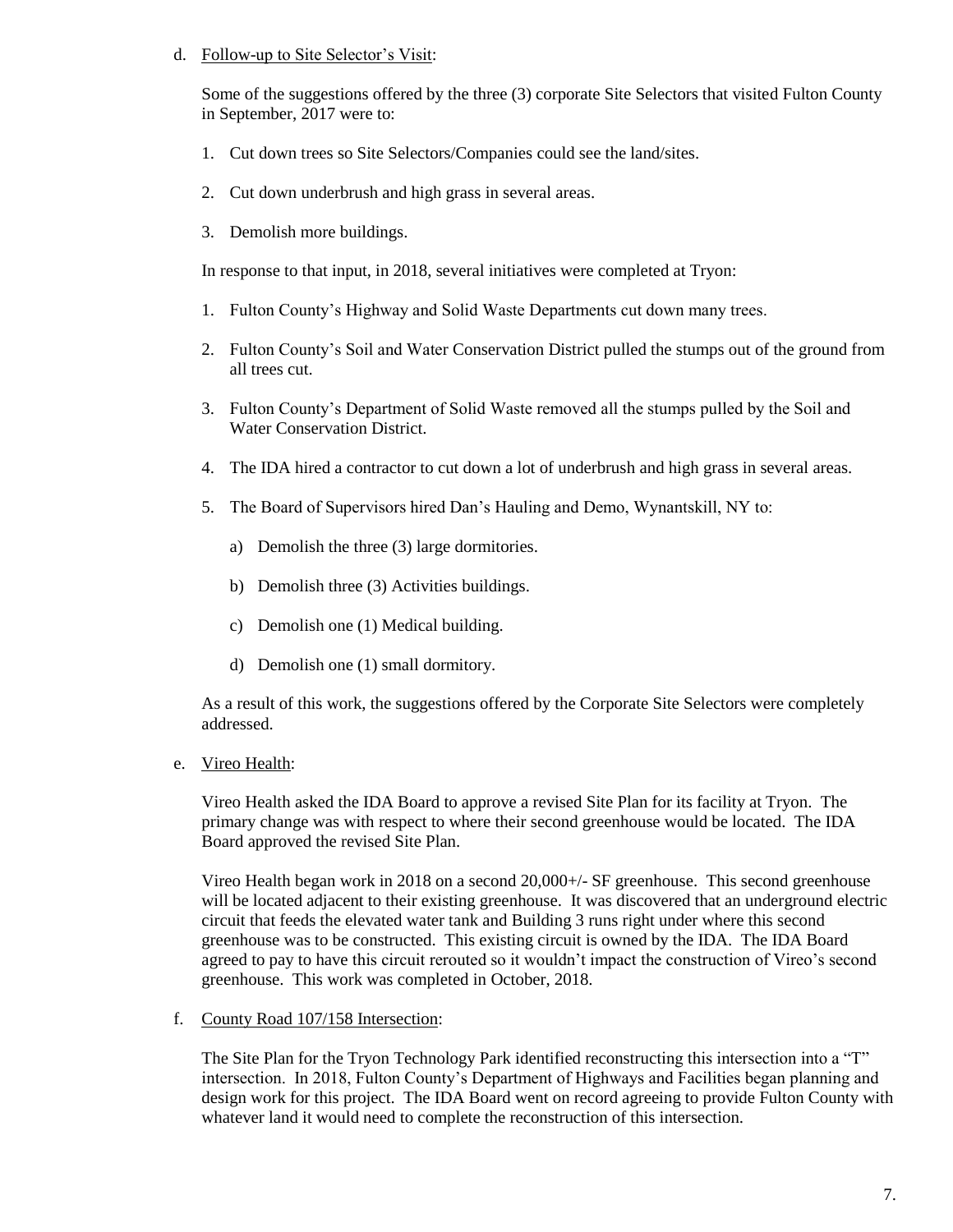d. Follow-up to Site Selector's Visit:

Some of the suggestions offered by the three (3) corporate Site Selectors that visited Fulton County in September, 2017 were to:

1. Cut down trees so Site Selectors/Companies could see the land/sites.
2. Cut down underbrush and high grass in several areas.
3. Demolish more buildings.

In response to that input, in 2018, several initiatives were completed at Tryon:

1. Fulton County's Highway and Solid Waste Departments cut down many trees.
2. Fulton County's Soil and Water Conservation District pulled the stumps out of the ground from all trees cut.
3. Fulton County's Department of Solid Waste removed all the stumps pulled by the Soil and Water Conservation District.
4. The IDA hired a contractor to cut down a lot of underbrush and high grass in several areas.
5. The Board of Supervisors hired Dan's Hauling and Demo, Wynantskill, NY to:
   a) Demolish the three (3) large dormitories.
   b) Demolish three (3) Activities buildings.
   c) Demolish one (1) Medical building.
   d) Demolish one (1) small dormitory.

As a result of this work, the suggestions offered by the Corporate Site Selectors were completely addressed.

e. Vireo Health:

Vireo Health asked the IDA Board to approve a revised Site Plan for its facility at Tryon. The primary change was with respect to where their second greenhouse would be located. The IDA Board approved the revised Site Plan.

Vireo Health began work in 2018 on a second 20,000+/- SF greenhouse. This second greenhouse will be located adjacent to their existing greenhouse. It was discovered that an underground electric circuit that feeds the elevated water tank and Building 3 runs right under where this second greenhouse was to be constructed. This existing circuit is owned by the IDA. The IDA Board agreed to pay to have this circuit rerouted so it wouldn't impact the construction of Vireo's second greenhouse. This work was completed in October, 2018.

f. County Road 107/158 Intersection:

The Site Plan for the Tryon Technology Park identified reconstructing this intersection into a "T" intersection. In 2018, Fulton County's Department of Highways and Facilities began planning and design work for this project. The IDA Board went on record agreeing to provide Fulton County with whatever land it would need to complete the reconstruction of this intersection.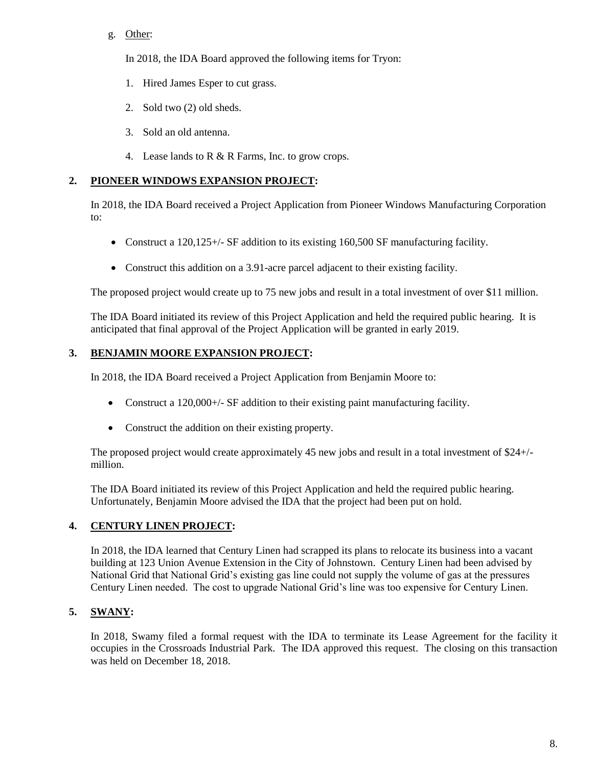g. Other:

In 2018, the IDA Board approved the following items for Tryon:

1. Hired James Esper to cut grass.
2. Sold two (2) old sheds.
3. Sold an old antenna.
4. Lease lands to R & R Farms, Inc. to grow crops.

**2. PIONEER WINDOWS EXPANSION PROJECT:**

In 2018, the IDA Board received a Project Application from Pioneer Windows Manufacturing Corporation to:

- Construct a 120,125+/- SF addition to its existing 160,500 SF manufacturing facility.
- Construct this addition on a 3.91-acre parcel adjacent to their existing facility.

The proposed project would create up to 75 new jobs and result in a total investment of over $11 million.

The IDA Board initiated its review of this Project Application and held the required public hearing. It is anticipated that final approval of the Project Application will be granted in early 2019.

**3. BENJAMIN MOORE EXPANSION PROJECT:**

In 2018, the IDA Board received a Project Application from Benjamin Moore to:

- Construct a 120,000+/- SF addition to their existing paint manufacturing facility.
- Construct the addition on their existing property.

The proposed project would create approximately 45 new jobs and result in a total investment of $24+/- million.

The IDA Board initiated its review of this Project Application and held the required public hearing. Unfortunately, Benjamin Moore advised the IDA that the project had been put on hold.

**4. CENTURY LINEN PROJECT:**

In 2018, the IDA learned that Century Linen had scrapped its plans to relocate its business into a vacant building at 123 Union Avenue Extension in the City of Johnstown. Century Linen had been advised by National Grid that National Grid's existing gas line could not supply the volume of gas at the pressures Century Linen needed. The cost to upgrade National Grid's line was too expensive for Century Linen.

**5. SWANY:**

In 2018, Swamy filed a formal request with the IDA to terminate its Lease Agreement for the facility it occupies in the Crossroads Industrial Park. The IDA approved this request. The closing on this transaction was held on December 18, 2018.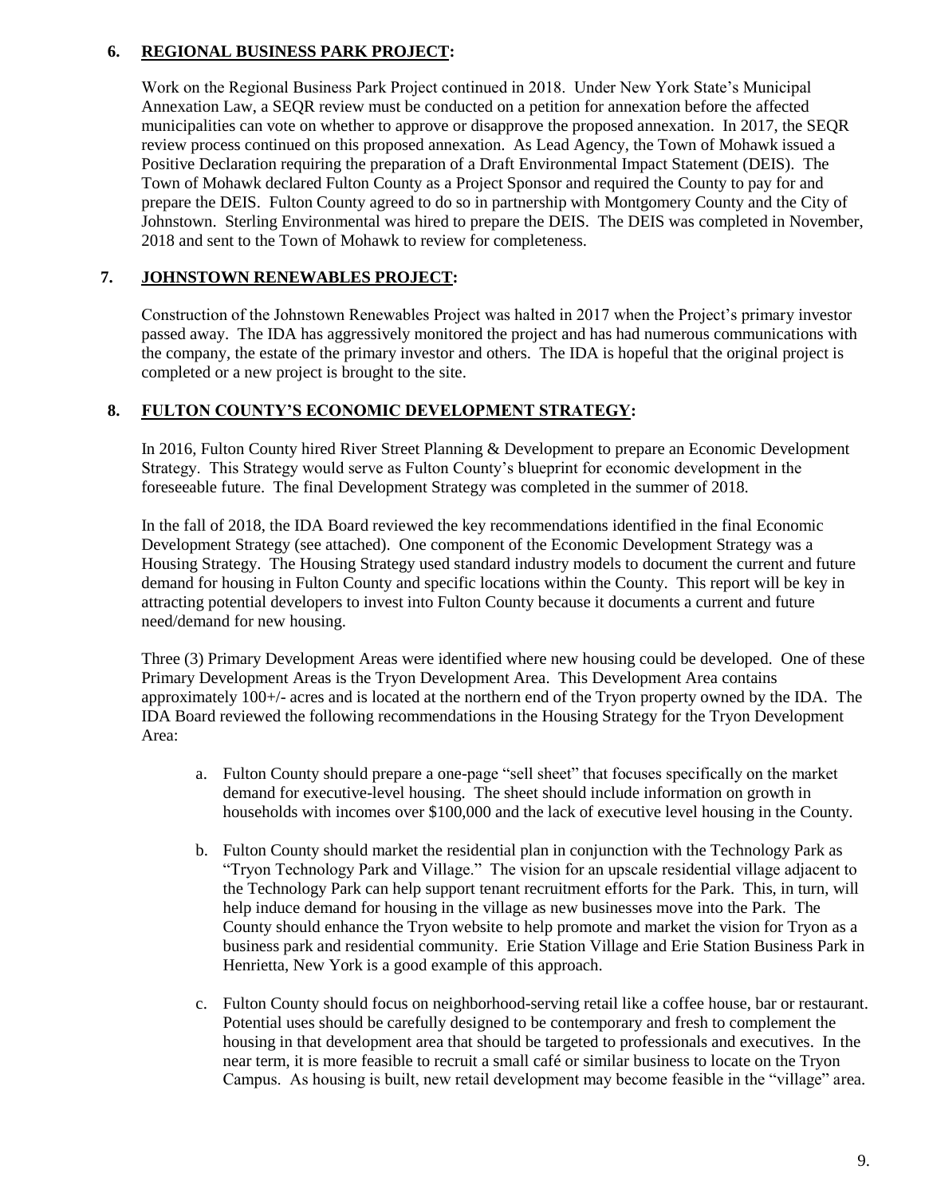## 6. REGIONAL BUSINESS PARK PROJECT:

Work on the Regional Business Park Project continued in 2018. Under New York State's Municipal Annexation Law, a SEQR review must be conducted on a petition for annexation before the affected municipalities can vote on whether to approve or disapprove the proposed annexation. In 2017, the SEQR review process continued on this proposed annexation. As Lead Agency, the Town of Mohawk issued a Positive Declaration requiring the preparation of a Draft Environmental Impact Statement (DEIS). The Town of Mohawk declared Fulton County as a Project Sponsor and required the County to pay for and prepare the DEIS. Fulton County agreed to do so in partnership with Montgomery County and the City of Johnstown. Sterling Environmental was hired to prepare the DEIS. The DEIS was completed in November, 2018 and sent to the Town of Mohawk to review for completeness.

## 7. JOHNSTOWN RENEWABLES PROJECT:

Construction of the Johnstown Renewables Project was halted in 2017 when the Project's primary investor passed away. The IDA has aggressively monitored the project and has had numerous communications with the company, the estate of the primary investor and others. The IDA is hopeful that the original project is completed or a new project is brought to the site.

## 8. FULTON COUNTY'S ECONOMIC DEVELOPMENT STRATEGY:

In 2016, Fulton County hired River Street Planning & Development to prepare an Economic Development Strategy. This Strategy would serve as Fulton County's blueprint for economic development in the foreseeable future. The final Development Strategy was completed in the summer of 2018.

In the fall of 2018, the IDA Board reviewed the key recommendations identified in the final Economic Development Strategy (see attached). One component of the Economic Development Strategy was a Housing Strategy. The Housing Strategy used standard industry models to document the current and future demand for housing in Fulton County and specific locations within the County. This report will be key in attracting potential developers to invest into Fulton County because it documents a current and future need/demand for new housing.

Three (3) Primary Development Areas were identified where new housing could be developed. One of these Primary Development Areas is the Tryon Development Area. This Development Area contains approximately 100+/- acres and is located at the northern end of the Tryon property owned by the IDA. The IDA Board reviewed the following recommendations in the Housing Strategy for the Tryon Development Area:

a. Fulton County should prepare a one-page "sell sheet" that focuses specifically on the market demand for executive-level housing. The sheet should include information on growth in households with incomes over $100,000 and the lack of executive level housing in the County.

b. Fulton County should market the residential plan in conjunction with the Technology Park as "Tryon Technology Park and Village." The vision for an upscale residential village adjacent to the Technology Park can help support tenant recruitment efforts for the Park. This, in turn, will help induce demand for housing in the village as new businesses move into the Park. The County should enhance the Tryon website to help promote and market the vision for Tryon as a business park and residential community. Erie Station Village and Erie Station Business Park in Henrietta, New York is a good example of this approach.

c. Fulton County should focus on neighborhood-serving retail like a coffee house, bar or restaurant. Potential uses should be carefully designed to be contemporary and fresh to complement the housing in that development area that should be targeted to professionals and executives. In the near term, it is more feasible to recruit a small café or similar business to locate on the Tryon Campus. As housing is built, new retail development may become feasible in the "village" area.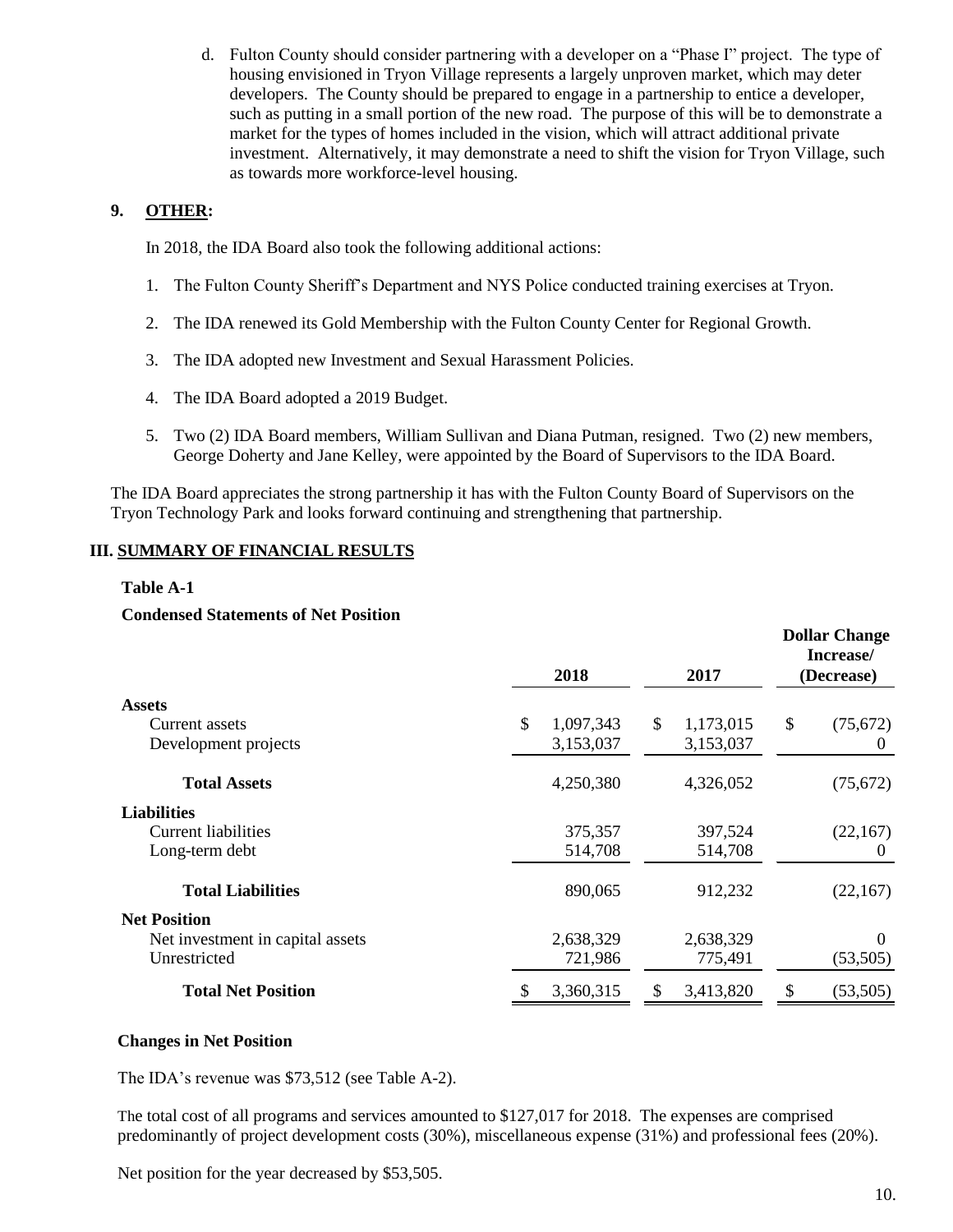d. Fulton County should consider partnering with a developer on a "Phase I" project. The type of housing envisioned in Tryon Village represents a largely unproven market, which may deter developers. The County should be prepared to engage in a partnership to entice a developer, such as putting in a small portion of the new road. The purpose of this will be to demonstrate a market for the types of homes included in the vision, which will attract additional private investment. Alternatively, it may demonstrate a need to shift the vision for Tryon Village, such as towards more workforce-level housing.

## 9. OTHER:

In 2018, the IDA Board also took the following additional actions:

1. The Fulton County Sheriff's Department and NYS Police conducted training exercises at Tryon.
2. The IDA renewed its Gold Membership with the Fulton County Center for Regional Growth.
3. The IDA adopted new Investment and Sexual Harassment Policies.
4. The IDA Board adopted a 2019 Budget.
5. Two (2) IDA Board members, William Sullivan and Diana Putman, resigned. Two (2) new members, George Doherty and Jane Kelley, were appointed by the Board of Supervisors to the IDA Board.

The IDA Board appreciates the strong partnership it has with the Fulton County Board of Supervisors on the Tryon Technology Park and looks forward continuing and strengthening that partnership.

# III. SUMMARY OF FINANCIAL RESULTS

**Table A-1**

**Condensed Statements of Net Position**

| | 2018 | 2017 | Dollar Change Increase/ (Decrease) |
|---|---|---|---|
| **Assets** | | | |
| Current assets | $ 1,097,343 | $ 1,173,015 | $ (75,672) |
| Development projects | 3,153,037 | 3,153,037 | 0 |
| **Total Assets** | 4,250,380 | 4,326,052 | (75,672) |
| **Liabilities** | | | |
| Current liabilities | 375,357 | 397,524 | (22,167) |
| Long-term debt | 514,708 | 514,708 | 0 |
| **Total Liabilities** | 890,065 | 912,232 | (22,167) |
| **Net Position** | | | |
| Net investment in capital assets | 2,638,329 | 2,638,329 | 0 |
| Unrestricted | 721,986 | 775,491 | (53,505) |
| **Total Net Position** | $ 3,360,315 | $ 3,413,820 | $ (53,505) |

**Changes in Net Position**

The IDA's revenue was $73,512 (see Table A-2).

The total cost of all programs and services amounted to $127,017 for 2018. The expenses are comprised predominantly of project development costs (30%), miscellaneous expense (31%) and professional fees (20%).

Net position for the year decreased by $53,505.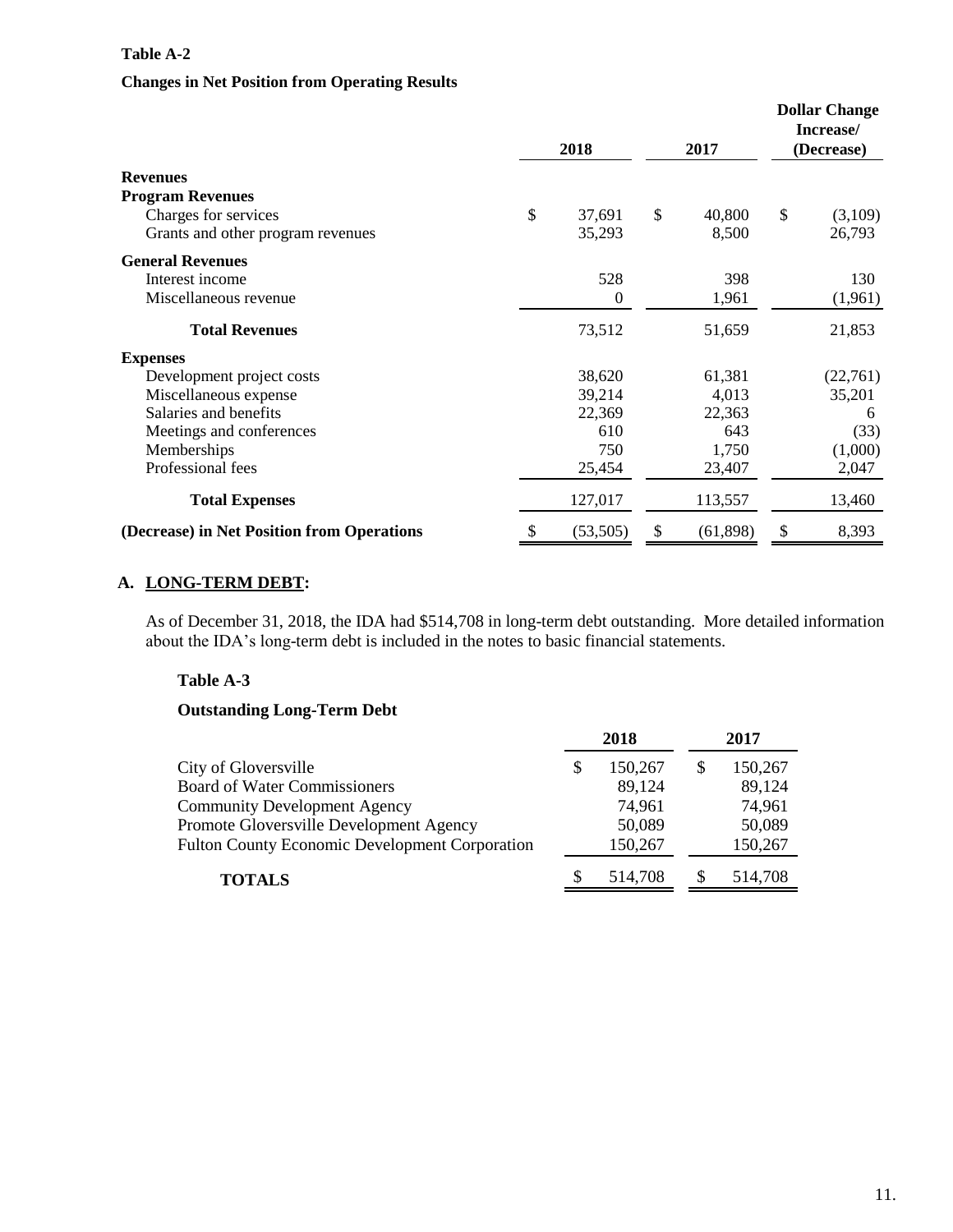**Table A-2**

**Changes in Net Position from Operating Results**

| | 2018 | 2017 | Dollar Change Increase/ (Decrease) |
|---|---|---|---|
| **Revenues** | | | |
| **Program Revenues** | | | |
| Charges for services | $ 37,691 | $ 40,800 | $ (3,109) |
| Grants and other program revenues | 35,293 | 8,500 | 26,793 |
| **General Revenues** | | | |
| Interest income | 528 | 398 | 130 |
| Miscellaneous revenue | 0 | 1,961 | (1,961) |
| **Total Revenues** | 73,512 | 51,659 | 21,853 |
| **Expenses** | | | |
| Development project costs | 38,620 | 61,381 | (22,761) |
| Miscellaneous expense | 39,214 | 4,013 | 35,201 |
| Salaries and benefits | 22,369 | 22,363 | 6 |
| Meetings and conferences | 610 | 643 | (33) |
| Memberships | 750 | 1,750 | (1,000) |
| Professional fees | 25,454 | 23,407 | 2,047 |
| **Total Expenses** | 127,017 | 113,557 | 13,460 |
| **(Decrease) in Net Position from Operations** | $ (53,505) | $ (61,898) | $ 8,393 |

## A. LONG-TERM DEBT:

As of December 31, 2018, the IDA had $514,708 in long-term debt outstanding. More detailed information about the IDA's long-term debt is included in the notes to basic financial statements.

**Table A-3**

**Outstanding Long-Term Debt**

| | 2018 | 2017 |
|---|---|---|
| City of Gloversville | $ 150,267 | $ 150,267 |
| Board of Water Commissioners | 89,124 | 89,124 |
| Community Development Agency | 74,961 | 74,961 |
| Promote Gloversville Development Agency | 50,089 | 50,089 |
| Fulton County Economic Development Corporation | 150,267 | 150,267 |
| **TOTALS** | $ 514,708 | $ 514,708 |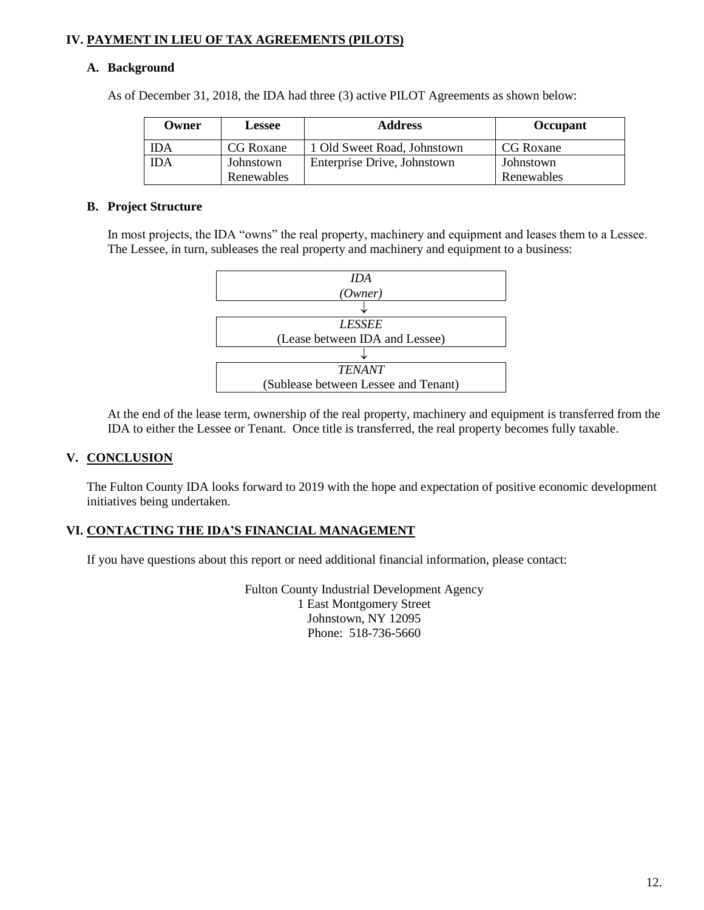## IV. PAYMENT IN LIEU OF TAX AGREEMENTS (PILOTS)

### A. Background

As of December 31, 2018, the IDA had three (3) active PILOT Agreements as shown below:

| Owner | Lessee | Address | Occupant |
|---|---|---|---|
| IDA | CG Roxane | 1 Old Sweet Road, Johnstown | CG Roxane |
| IDA | Johnstown Renewables | Enterprise Drive, Johnstown | Johnstown Renewables |

### B. Project Structure

In most projects, the IDA "owns" the real property, machinery and equipment and leases them to a Lessee. The Lessee, in turn, subleases the real property and machinery and equipment to a business:

| *IDA* <br> *(Owner)* |
|---|
| ↓ |
| *LESSEE* <br> (Lease between IDA and Lessee) |
| ↓ |
| *TENANT* <br> (Sublease between Lessee and Tenant) |

At the end of the lease term, ownership of the real property, machinery and equipment is transferred from the IDA to either the Lessee or Tenant. Once title is transferred, the real property becomes fully taxable.

## V. CONCLUSION

The Fulton County IDA looks forward to 2019 with the hope and expectation of positive economic development initiatives being undertaken.

## VI. CONTACTING THE IDA'S FINANCIAL MANAGEMENT

If you have questions about this report or need additional financial information, please contact:

Fulton County Industrial Development Agency
1 East Montgomery Street
Johnstown, NY 12095
Phone: 518-736-5660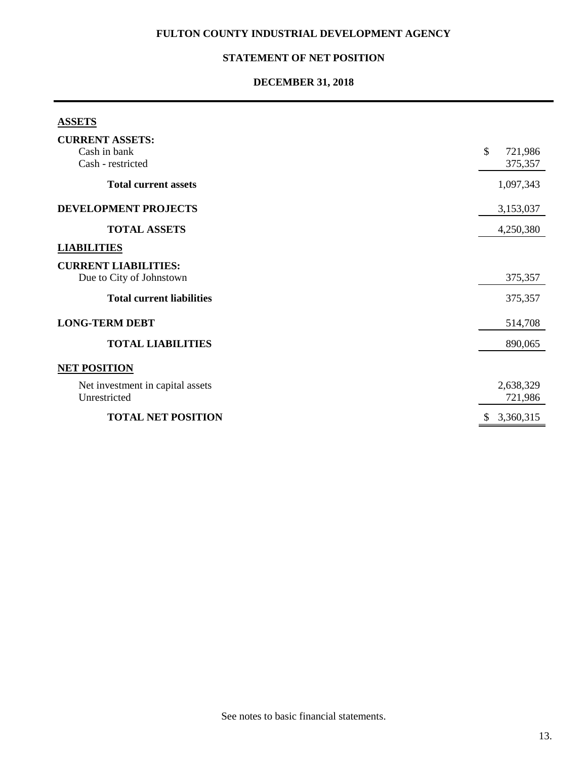# FULTON COUNTY INDUSTRIAL DEVELOPMENT AGENCY

## STATEMENT OF NET POSITION

## DECEMBER 31, 2018

| | |
|---|---|
| **ASSETS** | |
| **CURRENT ASSETS:** | |
| Cash in bank | $ 721,986 |
| Cash - restricted | 375,357 |
| **Total current assets** | 1,097,343 |
| **DEVELOPMENT PROJECTS** | 3,153,037 |
| **TOTAL ASSETS** | 4,250,380 |
| **LIABILITIES** | |
| **CURRENT LIABILITIES:** | |
| Due to City of Johnstown | 375,357 |
| **Total current liabilities** | 375,357 |
| **LONG-TERM DEBT** | 514,708 |
| **TOTAL LIABILITIES** | 890,065 |
| **NET POSITION** | |
| Net investment in capital assets | 2,638,329 |
| Unrestricted | 721,986 |
| **TOTAL NET POSITION** | $ 3,360,315 |

See notes to basic financial statements.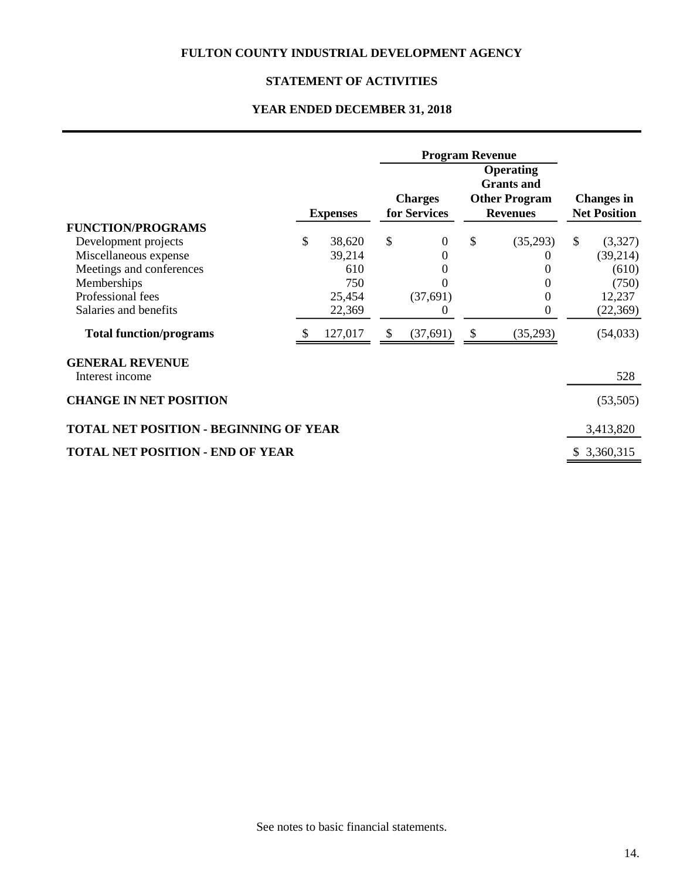# FULTON COUNTY INDUSTRIAL DEVELOPMENT AGENCY

## STATEMENT OF ACTIVITIES

### YEAR ENDED DECEMBER 31, 2018

| | Expenses | Program Revenue: Charges for Services | Program Revenue: Operating Grants and Other Program Revenues | Changes in Net Position |
|---|---|---|---|---|
| **FUNCTION/PROGRAMS** | | | | |
| Development projects | $ 38,620 | $ 0 | $ (35,293) | $ (3,327) |
| Miscellaneous expense | 39,214 | 0 | 0 | (39,214) |
| Meetings and conferences | 610 | 0 | 0 | (610) |
| Memberships | 750 | 0 | 0 | (750) |
| Professional fees | 25,454 | (37,691) | 0 | 12,237 |
| Salaries and benefits | 22,369 | 0 | 0 | (22,369) |
| **Total function/programs** | $ 127,017 | $ (37,691) | $ (35,293) | (54,033) |
| **GENERAL REVENUE** | | | | |
| Interest income | | | | 528 |
| **CHANGE IN NET POSITION** | | | | (53,505) |
| **TOTAL NET POSITION - BEGINNING OF YEAR** | | | | 3,413,820 |
| **TOTAL NET POSITION - END OF YEAR** | | | | $ 3,360,315 |

See notes to basic financial statements.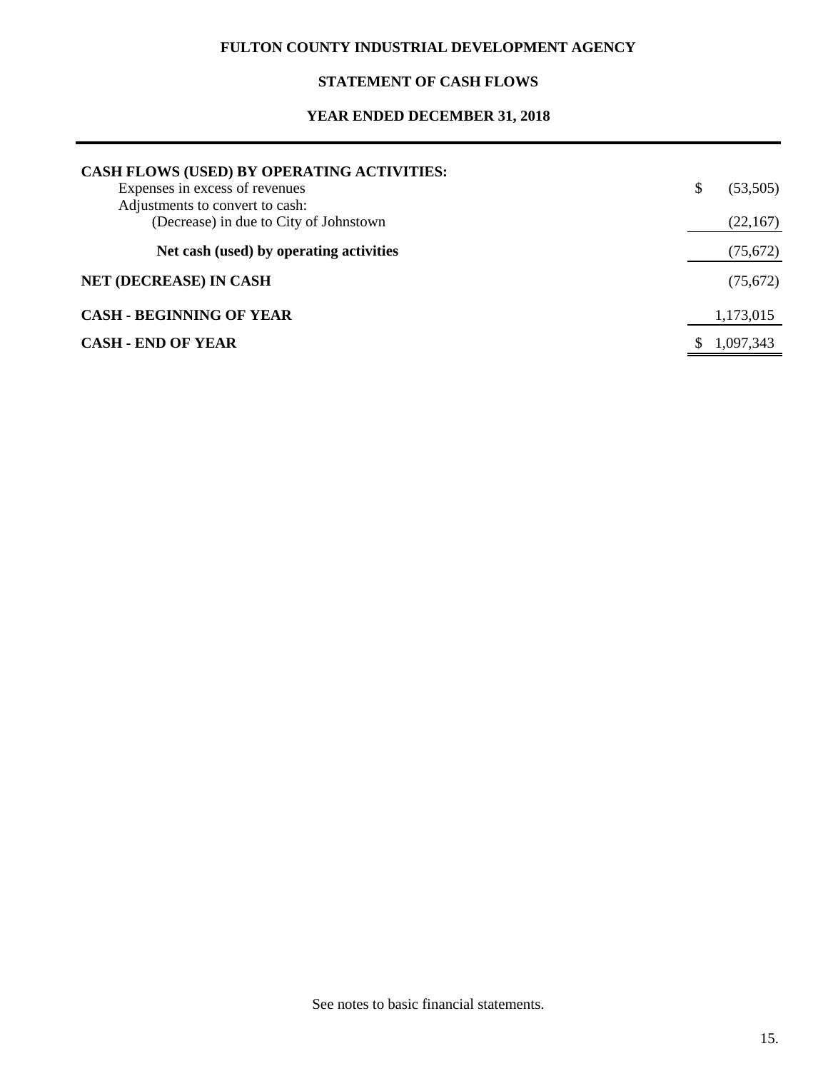**FULTON COUNTY INDUSTRIAL DEVELOPMENT AGENCY**

**STATEMENT OF CASH FLOWS**

**YEAR ENDED DECEMBER 31, 2018**

| | |
|---|---|
| **CASH FLOWS (USED) BY OPERATING ACTIVITIES:** | |
| Expenses in excess of revenues | $ (53,505) |
| Adjustments to convert to cash: | |
| (Decrease) in due to City of Johnstown | (22,167) |
| **Net cash (used) by operating activities** | (75,672) |
| **NET (DECREASE) IN CASH** | (75,672) |
| **CASH - BEGINNING OF YEAR** | 1,173,015 |
| **CASH - END OF YEAR** | $ 1,097,343 |

See notes to basic financial statements.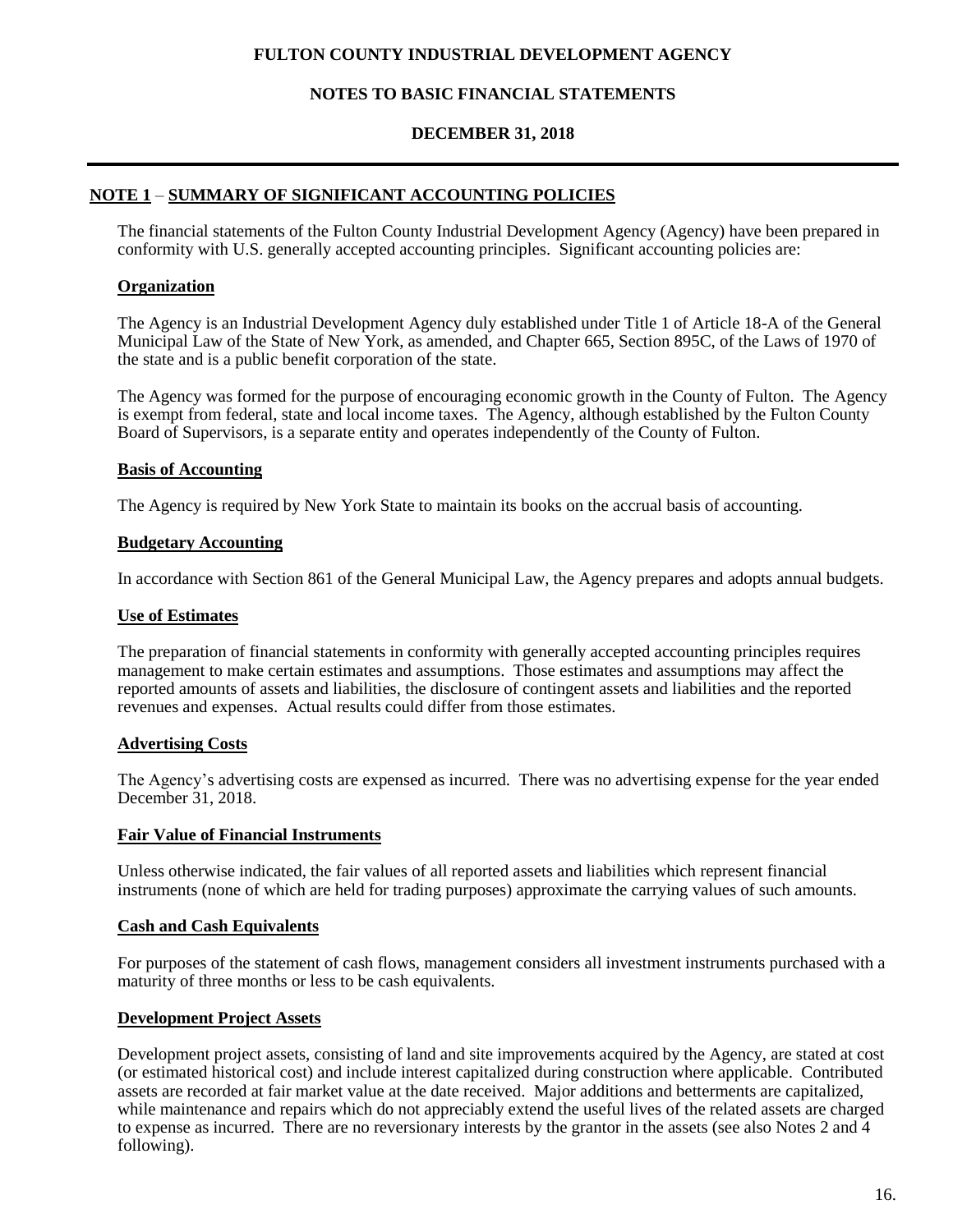# FULTON COUNTY INDUSTRIAL DEVELOPMENT AGENCY

## NOTES TO BASIC FINANCIAL STATEMENTS

## DECEMBER 31, 2018

**NOTE 1** – **SUMMARY OF SIGNIFICANT ACCOUNTING POLICIES**

The financial statements of the Fulton County Industrial Development Agency (Agency) have been prepared in conformity with U.S. generally accepted accounting principles. Significant accounting policies are:

**Organization**

The Agency is an Industrial Development Agency duly established under Title 1 of Article 18-A of the General Municipal Law of the State of New York, as amended, and Chapter 665, Section 895C, of the Laws of 1970 of the state and is a public benefit corporation of the state.

The Agency was formed for the purpose of encouraging economic growth in the County of Fulton. The Agency is exempt from federal, state and local income taxes. The Agency, although established by the Fulton County Board of Supervisors, is a separate entity and operates independently of the County of Fulton.

**Basis of Accounting**

The Agency is required by New York State to maintain its books on the accrual basis of accounting.

**Budgetary Accounting**

In accordance with Section 861 of the General Municipal Law, the Agency prepares and adopts annual budgets.

**Use of Estimates**

The preparation of financial statements in conformity with generally accepted accounting principles requires management to make certain estimates and assumptions. Those estimates and assumptions may affect the reported amounts of assets and liabilities, the disclosure of contingent assets and liabilities and the reported revenues and expenses. Actual results could differ from those estimates.

**Advertising Costs**

The Agency's advertising costs are expensed as incurred. There was no advertising expense for the year ended December 31, 2018.

**Fair Value of Financial Instruments**

Unless otherwise indicated, the fair values of all reported assets and liabilities which represent financial instruments (none of which are held for trading purposes) approximate the carrying values of such amounts.

**Cash and Cash Equivalents**

For purposes of the statement of cash flows, management considers all investment instruments purchased with a maturity of three months or less to be cash equivalents.

**Development Project Assets**

Development project assets, consisting of land and site improvements acquired by the Agency, are stated at cost (or estimated historical cost) and include interest capitalized during construction where applicable. Contributed assets are recorded at fair market value at the date received. Major additions and betterments are capitalized, while maintenance and repairs which do not appreciably extend the useful lives of the related assets are charged to expense as incurred. There are no reversionary interests by the grantor in the assets (see also Notes 2 and 4 following).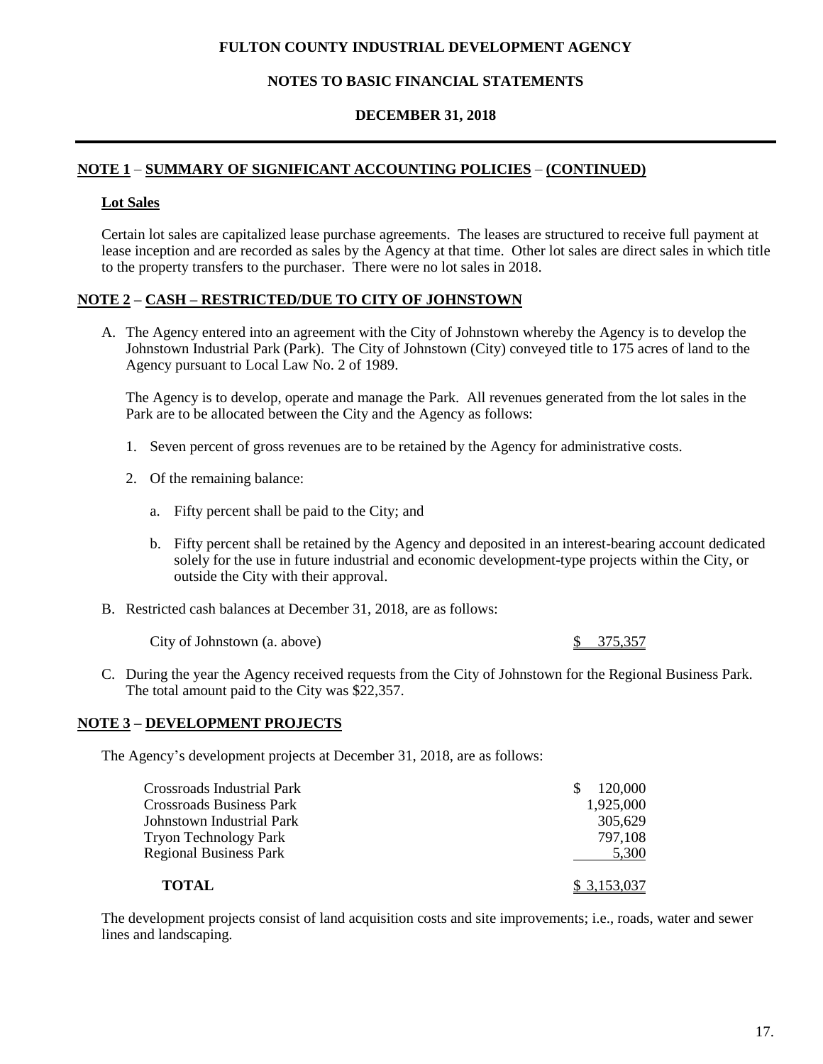**FULTON COUNTY INDUSTRIAL DEVELOPMENT AGENCY**

**NOTES TO BASIC FINANCIAL STATEMENTS**

**DECEMBER 31, 2018**

## NOTE 1 – SUMMARY OF SIGNIFICANT ACCOUNTING POLICIES – (CONTINUED)

### Lot Sales

Certain lot sales are capitalized lease purchase agreements. The leases are structured to receive full payment at lease inception and are recorded as sales by the Agency at that time. Other lot sales are direct sales in which title to the property transfers to the purchaser. There were no lot sales in 2018.

## NOTE 2 – CASH – RESTRICTED/DUE TO CITY OF JOHNSTOWN

A. The Agency entered into an agreement with the City of Johnstown whereby the Agency is to develop the Johnstown Industrial Park (Park). The City of Johnstown (City) conveyed title to 175 acres of land to the Agency pursuant to Local Law No. 2 of 1989.

   The Agency is to develop, operate and manage the Park. All revenues generated from the lot sales in the Park are to be allocated between the City and the Agency as follows:

   1. Seven percent of gross revenues are to be retained by the Agency for administrative costs.
   2. Of the remaining balance:
      a. Fifty percent shall be paid to the City; and
      b. Fifty percent shall be retained by the Agency and deposited in an interest-bearing account dedicated solely for the use in future industrial and economic development-type projects within the City, or outside the City with their approval.

B. Restricted cash balances at December 31, 2018, are as follows:

| | |
|---|---|
| City of Johnstown (a. above) | $ 375,357 |

C. During the year the Agency received requests from the City of Johnstown for the Regional Business Park. The total amount paid to the City was $22,357.

## NOTE 3 – DEVELOPMENT PROJECTS

The Agency's development projects at December 31, 2018, are as follows:

| | |
|---|---|
| Crossroads Industrial Park | $ 120,000 |
| Crossroads Business Park | 1,925,000 |
| Johnstown Industrial Park | 305,629 |
| Tryon Technology Park | 797,108 |
| Regional Business Park | 5,300 |
| **TOTAL** | $ 3,153,037 |

The development projects consist of land acquisition costs and site improvements; i.e., roads, water and sewer lines and landscaping.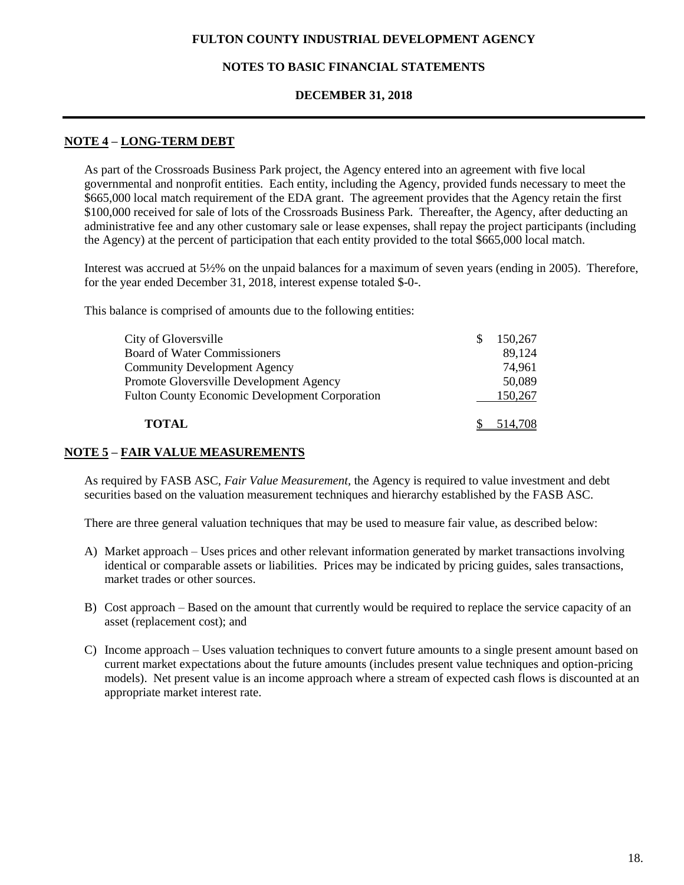## NOTE 4 – LONG-TERM DEBT

As part of the Crossroads Business Park project, the Agency entered into an agreement with five local governmental and nonprofit entities. Each entity, including the Agency, provided funds necessary to meet the $665,000 local match requirement of the EDA grant. The agreement provides that the Agency retain the first $100,000 received for sale of lots of the Crossroads Business Park. Thereafter, the Agency, after deducting an administrative fee and any other customary sale or lease expenses, shall repay the project participants (including the Agency) at the percent of participation that each entity provided to the total $665,000 local match.

Interest was accrued at 5½% on the unpaid balances for a maximum of seven years (ending in 2005). Therefore, for the year ended December 31, 2018, interest expense totaled $-0-.

This balance is comprised of amounts due to the following entities:

| | |
|---|---|
| City of Gloversville | $ 150,267 |
| Board of Water Commissioners | 89,124 |
| Community Development Agency | 74,961 |
| Promote Gloversville Development Agency | 50,089 |
| Fulton County Economic Development Corporation | 150,267 |
| **TOTAL** | $ 514,708 |

## NOTE 5 – FAIR VALUE MEASUREMENTS

As required by FASB ASC, *Fair Value Measurement*, the Agency is required to value investment and debt securities based on the valuation measurement techniques and hierarchy established by the FASB ASC.

There are three general valuation techniques that may be used to measure fair value, as described below:

A) Market approach – Uses prices and other relevant information generated by market transactions involving identical or comparable assets or liabilities. Prices may be indicated by pricing guides, sales transactions, market trades or other sources.

B) Cost approach – Based on the amount that currently would be required to replace the service capacity of an asset (replacement cost); and

C) Income approach – Uses valuation techniques to convert future amounts to a single present amount based on current market expectations about the future amounts (includes present value techniques and option-pricing models). Net present value is an income approach where a stream of expected cash flows is discounted at an appropriate market interest rate.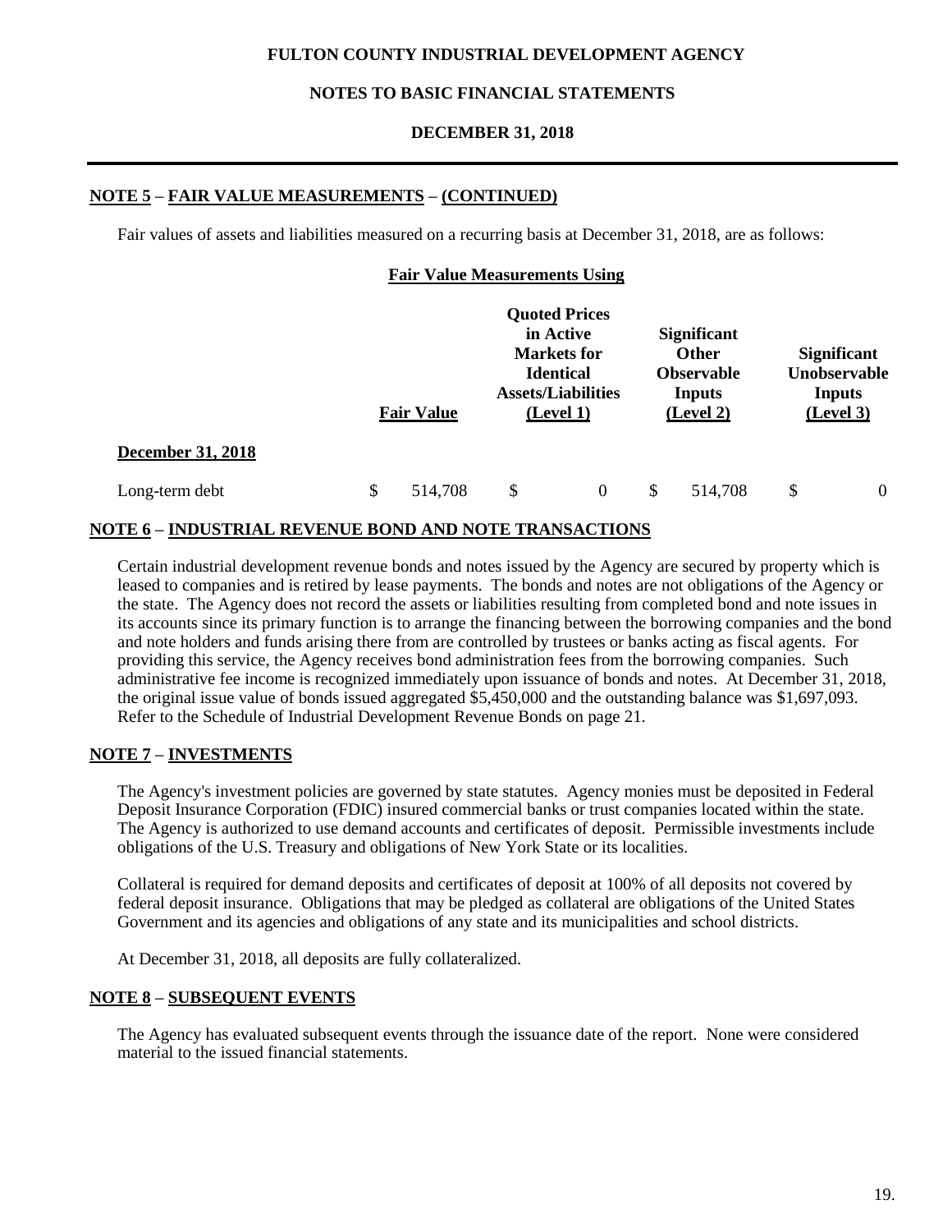# FULTON COUNTY INDUSTRIAL DEVELOPMENT AGENCY

## NOTES TO BASIC FINANCIAL STATEMENTS

## DECEMBER 31, 2018

### NOTE 5 – FAIR VALUE MEASUREMENTS – (CONTINUED)

Fair values of assets and liabilities measured on a recurring basis at December 31, 2018, are as follows:

| | | Fair Value Measurements Using | | |
|---|---|---|---|---|
| | **Fair Value** | **Quoted Prices in Active Markets for Identical Assets/Liabilities (Level 1)** | **Significant Other Observable Inputs (Level 2)** | **Significant Unobservable Inputs (Level 3)** |
| **December 31, 2018** | | | | |
| Long-term debt | $ 514,708 | $ 0 | $ 514,708 | $ 0 |

### NOTE 6 – INDUSTRIAL REVENUE BOND AND NOTE TRANSACTIONS

Certain industrial development revenue bonds and notes issued by the Agency are secured by property which is leased to companies and is retired by lease payments. The bonds and notes are not obligations of the Agency or the state. The Agency does not record the assets or liabilities resulting from completed bond and note issues in its accounts since its primary function is to arrange the financing between the borrowing companies and the bond and note holders and funds arising there from are controlled by trustees or banks acting as fiscal agents. For providing this service, the Agency receives bond administration fees from the borrowing companies. Such administrative fee income is recognized immediately upon issuance of bonds and notes. At December 31, 2018, the original issue value of bonds issued aggregated $5,450,000 and the outstanding balance was $1,697,093. Refer to the Schedule of Industrial Development Revenue Bonds on page 21.

### NOTE 7 – INVESTMENTS

The Agency's investment policies are governed by state statutes. Agency monies must be deposited in Federal Deposit Insurance Corporation (FDIC) insured commercial banks or trust companies located within the state. The Agency is authorized to use demand accounts and certificates of deposit. Permissible investments include obligations of the U.S. Treasury and obligations of New York State or its localities.

Collateral is required for demand deposits and certificates of deposit at 100% of all deposits not covered by federal deposit insurance. Obligations that may be pledged as collateral are obligations of the United States Government and its agencies and obligations of any state and its municipalities and school districts.

At December 31, 2018, all deposits are fully collateralized.

### NOTE 8 – SUBSEQUENT EVENTS

The Agency has evaluated subsequent events through the issuance date of the report. None were considered material to the issued financial statements.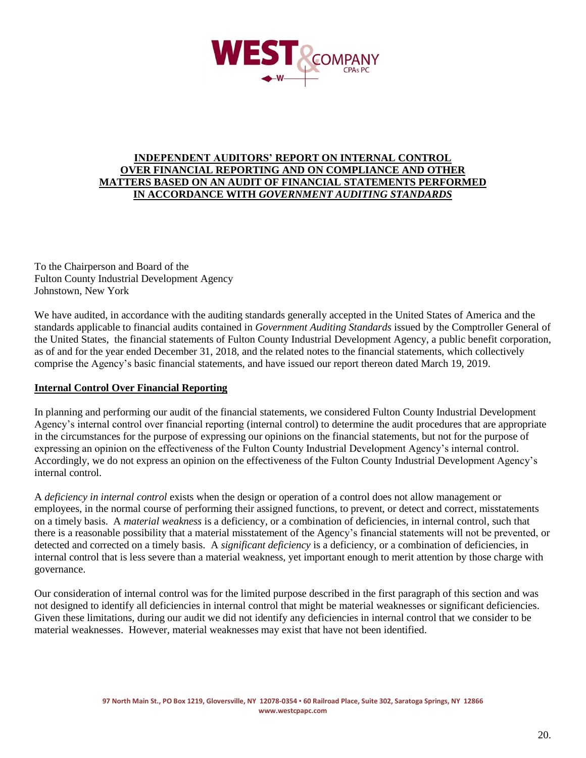**INDEPENDENT AUDITORS' REPORT ON INTERNAL CONTROL OVER FINANCIAL REPORTING AND ON COMPLIANCE AND OTHER MATTERS BASED ON AN AUDIT OF FINANCIAL STATEMENTS PERFORMED IN ACCORDANCE WITH *GOVERNMENT AUDITING STANDARDS***

To the Chairperson and Board of the
Fulton County Industrial Development Agency
Johnstown, New York

We have audited, in accordance with the auditing standards generally accepted in the United States of America and the standards applicable to financial audits contained in *Government Auditing Standards* issued by the Comptroller General of the United States, the financial statements of Fulton County Industrial Development Agency, a public benefit corporation, as of and for the year ended December 31, 2018, and the related notes to the financial statements, which collectively comprise the Agency's basic financial statements, and have issued our report thereon dated March 19, 2019.

**Internal Control Over Financial Reporting**

In planning and performing our audit of the financial statements, we considered Fulton County Industrial Development Agency's internal control over financial reporting (internal control) to determine the audit procedures that are appropriate in the circumstances for the purpose of expressing our opinions on the financial statements, but not for the purpose of expressing an opinion on the effectiveness of the Fulton County Industrial Development Agency's internal control. Accordingly, we do not express an opinion on the effectiveness of the Fulton County Industrial Development Agency's internal control.

A *deficiency in internal control* exists when the design or operation of a control does not allow management or employees, in the normal course of performing their assigned functions, to prevent, or detect and correct, misstatements on a timely basis. A *material weakness* is a deficiency, or a combination of deficiencies, in internal control, such that there is a reasonable possibility that a material misstatement of the Agency's financial statements will not be prevented, or detected and corrected on a timely basis. A *significant deficiency* is a deficiency, or a combination of deficiencies, in internal control that is less severe than a material weakness, yet important enough to merit attention by those charge with governance.

Our consideration of internal control was for the limited purpose described in the first paragraph of this section and was not designed to identify all deficiencies in internal control that might be material weaknesses or significant deficiencies. Given these limitations, during our audit we did not identify any deficiencies in internal control that we consider to be material weaknesses. However, material weaknesses may exist that have not been identified.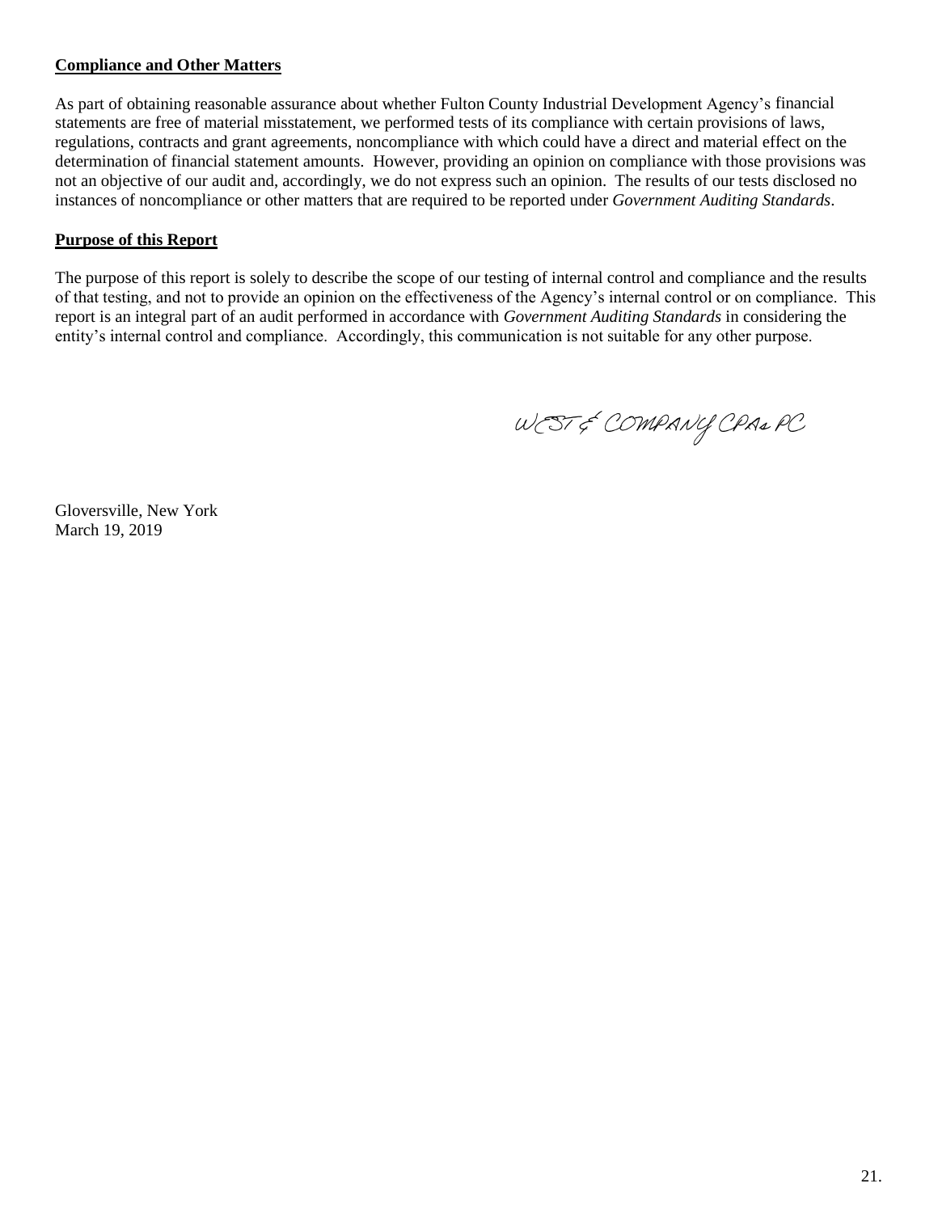**Compliance and Other Matters**

As part of obtaining reasonable assurance about whether Fulton County Industrial Development Agency's financial statements are free of material misstatement, we performed tests of its compliance with certain provisions of laws, regulations, contracts and grant agreements, noncompliance with which could have a direct and material effect on the determination of financial statement amounts. However, providing an opinion on compliance with those provisions was not an objective of our audit and, accordingly, we do not express such an opinion. The results of our tests disclosed no instances of noncompliance or other matters that are required to be reported under *Government Auditing Standards*.

**Purpose of this Report**

The purpose of this report is solely to describe the scope of our testing of internal control and compliance and the results of that testing, and not to provide an opinion on the effectiveness of the Agency's internal control or on compliance. This report is an integral part of an audit performed in accordance with *Government Auditing Standards* in considering the entity's internal control and compliance. Accordingly, this communication is not suitable for any other purpose.

WEST & COMPANY CPAs PC

Gloversville, New York
March 19, 2019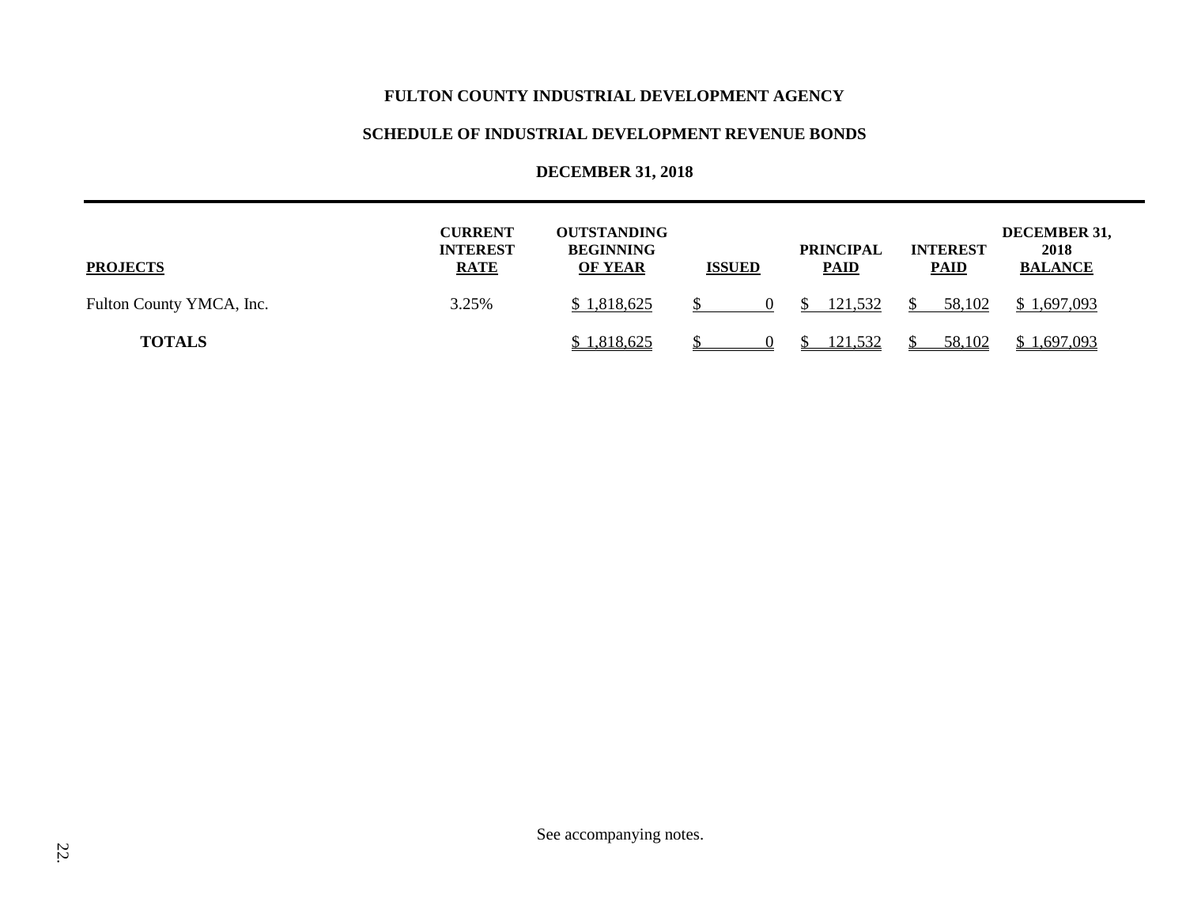**FULTON COUNTY INDUSTRIAL DEVELOPMENT AGENCY**

**SCHEDULE OF INDUSTRIAL DEVELOPMENT REVENUE BONDS**

**DECEMBER 31, 2018**

| PROJECTS | CURRENT INTEREST RATE | OUTSTANDING BEGINNING OF YEAR | ISSUED | PRINCIPAL PAID | INTEREST PAID | DECEMBER 31, 2018 BALANCE |
|---|---|---|---|---|---|---|
| Fulton County YMCA, Inc. | 3.25% | $ 1,818,625 | $ 0 | $ 121,532 | $ 58,102 | $ 1,697,093 |
| **TOTALS** | | $ 1,818,625 | $ 0 | $ 121,532 | $ 58,102 | $ 1,697,093 |

See accompanying notes.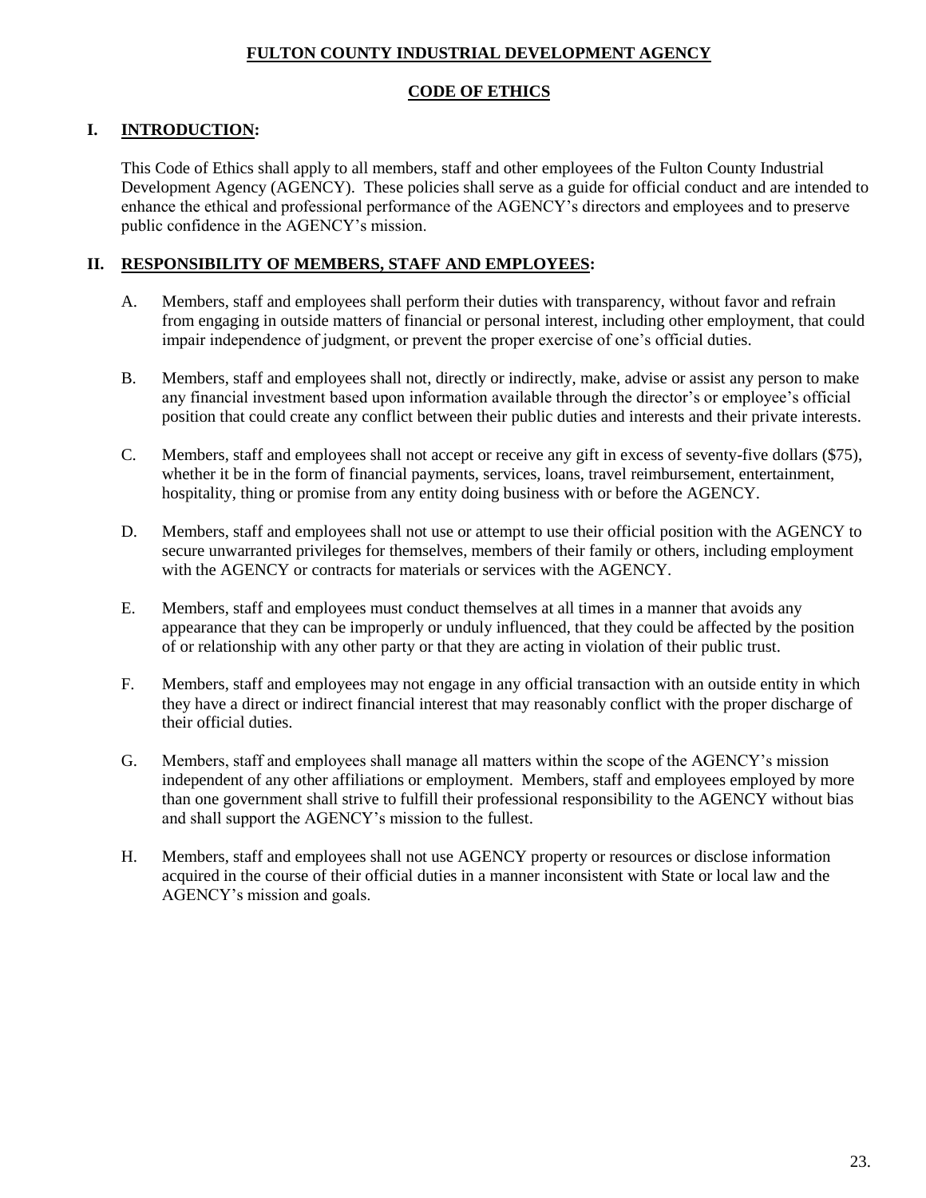# FULTON COUNTY INDUSTRIAL DEVELOPMENT AGENCY

## CODE OF ETHICS

### I. INTRODUCTION:

This Code of Ethics shall apply to all members, staff and other employees of the Fulton County Industrial Development Agency (AGENCY). These policies shall serve as a guide for official conduct and are intended to enhance the ethical and professional performance of the AGENCY's directors and employees and to preserve public confidence in the AGENCY's mission.

### II. RESPONSIBILITY OF MEMBERS, STAFF AND EMPLOYEES:

A. Members, staff and employees shall perform their duties with transparency, without favor and refrain from engaging in outside matters of financial or personal interest, including other employment, that could impair independence of judgment, or prevent the proper exercise of one's official duties.

B. Members, staff and employees shall not, directly or indirectly, make, advise or assist any person to make any financial investment based upon information available through the director's or employee's official position that could create any conflict between their public duties and interests and their private interests.

C. Members, staff and employees shall not accept or receive any gift in excess of seventy-five dollars ($75), whether it be in the form of financial payments, services, loans, travel reimbursement, entertainment, hospitality, thing or promise from any entity doing business with or before the AGENCY.

D. Members, staff and employees shall not use or attempt to use their official position with the AGENCY to secure unwarranted privileges for themselves, members of their family or others, including employment with the AGENCY or contracts for materials or services with the AGENCY.

E. Members, staff and employees must conduct themselves at all times in a manner that avoids any appearance that they can be improperly or unduly influenced, that they could be affected by the position of or relationship with any other party or that they are acting in violation of their public trust.

F. Members, staff and employees may not engage in any official transaction with an outside entity in which they have a direct or indirect financial interest that may reasonably conflict with the proper discharge of their official duties.

G. Members, staff and employees shall manage all matters within the scope of the AGENCY's mission independent of any other affiliations or employment. Members, staff and employees employed by more than one government shall strive to fulfill their professional responsibility to the AGENCY without bias and shall support the AGENCY's mission to the fullest.

H. Members, staff and employees shall not use AGENCY property or resources or disclose information acquired in the course of their official duties in a manner inconsistent with State or local law and the AGENCY's mission and goals.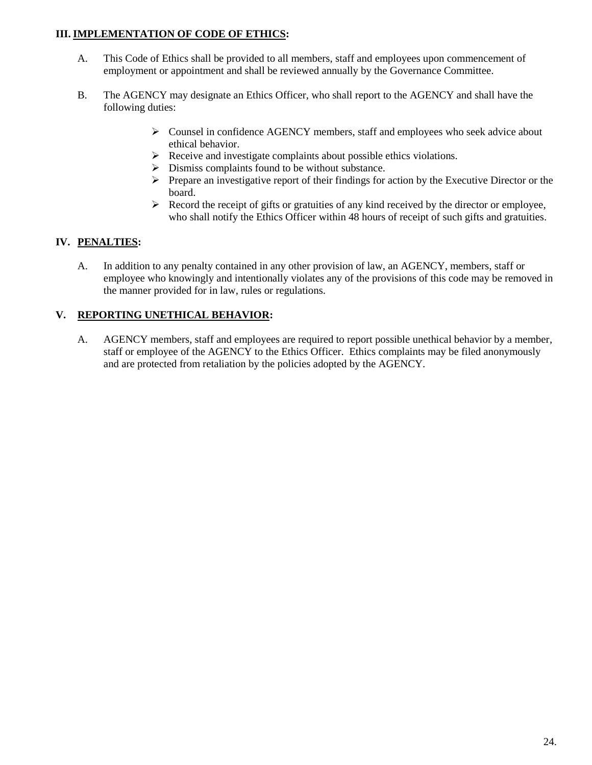## III. IMPLEMENTATION OF CODE OF ETHICS:

A. This Code of Ethics shall be provided to all members, staff and employees upon commencement of employment or appointment and shall be reviewed annually by the Governance Committee.

B. The AGENCY may designate an Ethics Officer, who shall report to the AGENCY and shall have the following duties:

- Counsel in confidence AGENCY members, staff and employees who seek advice about ethical behavior.
- Receive and investigate complaints about possible ethics violations.
- Dismiss complaints found to be without substance.
- Prepare an investigative report of their findings for action by the Executive Director or the board.
- Record the receipt of gifts or gratuities of any kind received by the director or employee, who shall notify the Ethics Officer within 48 hours of receipt of such gifts and gratuities.

## IV. PENALTIES:

A. In addition to any penalty contained in any other provision of law, an AGENCY, members, staff or employee who knowingly and intentionally violates any of the provisions of this code may be removed in the manner provided for in law, rules or regulations.

## V. REPORTING UNETHICAL BEHAVIOR:

A. AGENCY members, staff and employees are required to report possible unethical behavior by a member, staff or employee of the AGENCY to the Ethics Officer. Ethics complaints may be filed anonymously and are protected from retaliation by the policies adopted by the AGENCY.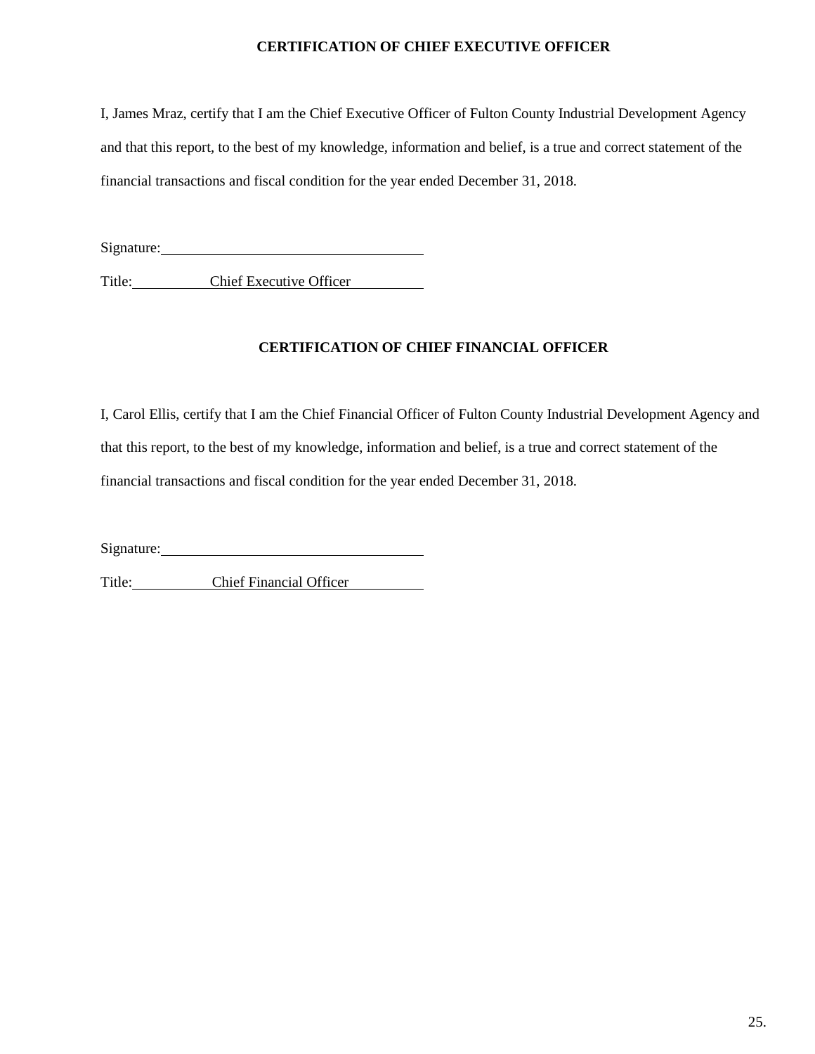**CERTIFICATION OF CHIEF EXECUTIVE OFFICER**

I, James Mraz, certify that I am the Chief Executive Officer of Fulton County Industrial Development Agency and that this report, to the best of my knowledge, information and belief, is a true and correct statement of the financial transactions and fiscal condition for the year ended December 31, 2018.

Signature: ________________________________

Title: Chief Executive Officer

**CERTIFICATION OF CHIEF FINANCIAL OFFICER**

I, Carol Ellis, certify that I am the Chief Financial Officer of Fulton County Industrial Development Agency and that this report, to the best of my knowledge, information and belief, is a true and correct statement of the financial transactions and fiscal condition for the year ended December 31, 2018.

Signature: ________________________________

Title: Chief Financial Officer